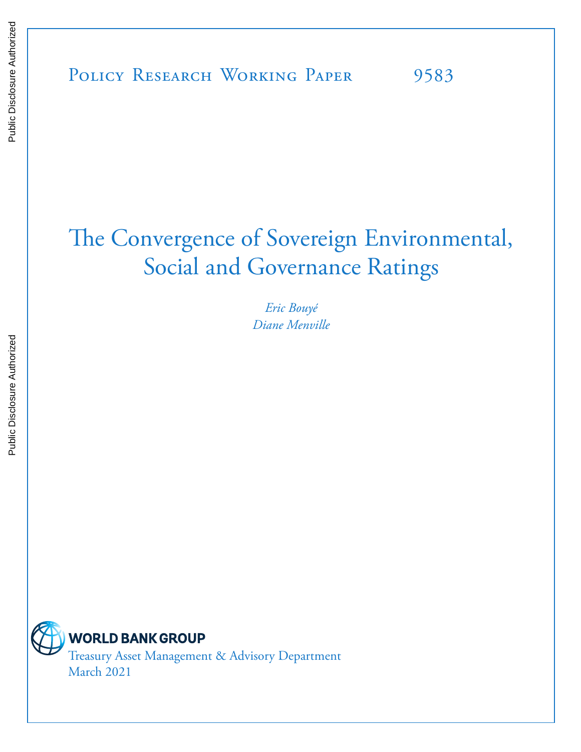Public Disclosure Authorized

Public Disclosure Authorized

Policy Research Working Paper 9583

# The Convergence of Sovereign Environmental, Social and Governance Ratings

*Eric Bouyé*
*Diane Menville*

WORLD BANK GROUP

Treasury Asset Management & Advisory Department
March 2021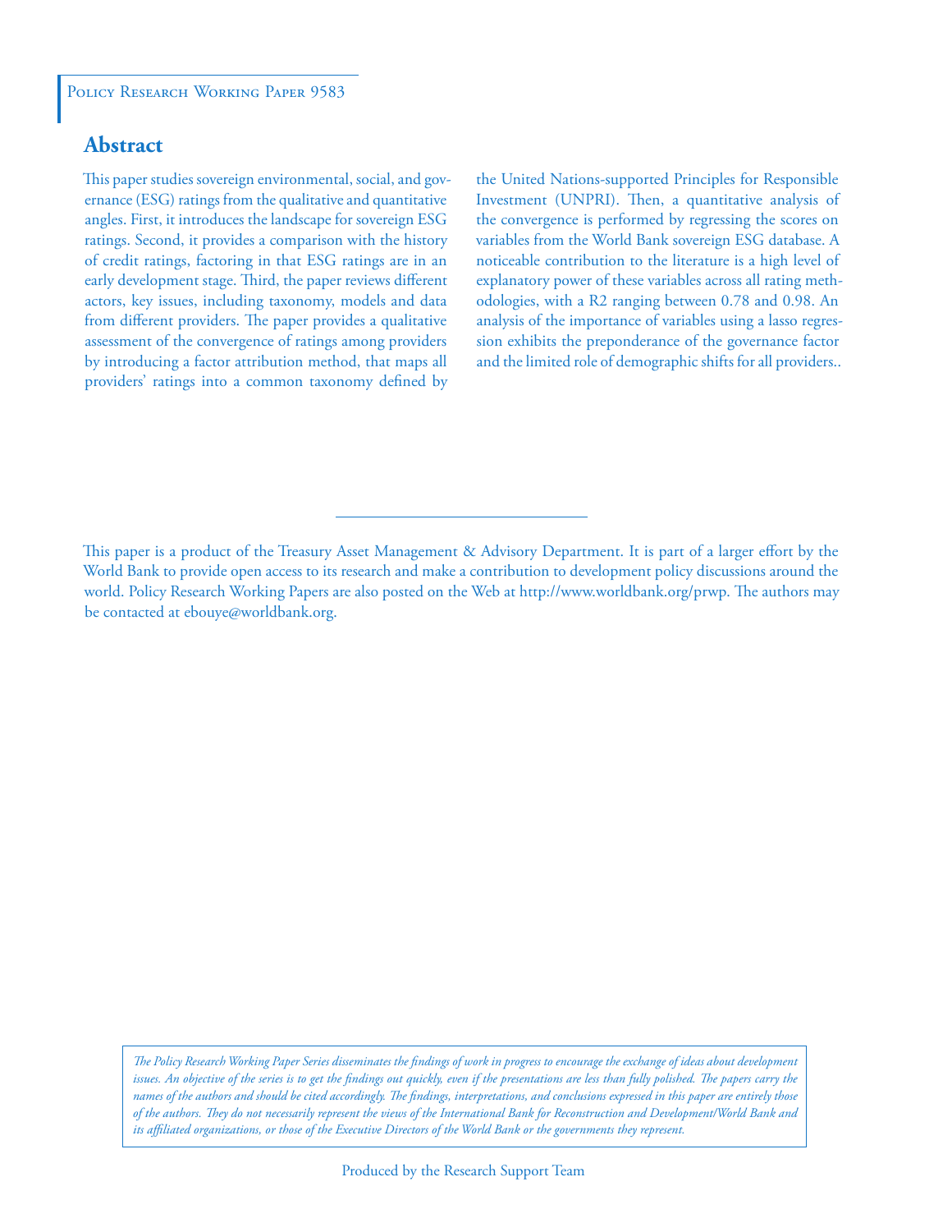Policy Research Working Paper 9583

## Abstract

This paper studies sovereign environmental, social, and governance (ESG) ratings from the qualitative and quantitative angles. First, it introduces the landscape for sovereign ESG ratings. Second, it provides a comparison with the history of credit ratings, factoring in that ESG ratings are in an early development stage. Third, the paper reviews different actors, key issues, including taxonomy, models and data from different providers. The paper provides a qualitative assessment of the convergence of ratings among providers by introducing a factor attribution method, that maps all providers' ratings into a common taxonomy defined by the United Nations-supported Principles for Responsible Investment (UNPRI). Then, a quantitative analysis of the convergence is performed by regressing the scores on variables from the World Bank sovereign ESG database. A noticeable contribution to the literature is a high level of explanatory power of these variables across all rating methodologies, with a R2 ranging between 0.78 and 0.98. An analysis of the importance of variables using a lasso regression exhibits the preponderance of the governance factor and the limited role of demographic shifts for all providers..

---

This paper is a product of the Treasury Asset Management & Advisory Department. It is part of a larger effort by the World Bank to provide open access to its research and make a contribution to development policy discussions around the world. Policy Research Working Papers are also posted on the Web at http://www.worldbank.org/prwp. The authors may be contacted at ebouye@worldbank.org.

*The Policy Research Working Paper Series disseminates the findings of work in progress to encourage the exchange of ideas about development issues. An objective of the series is to get the findings out quickly, even if the presentations are less than fully polished. The papers carry the names of the authors and should be cited accordingly. The findings, interpretations, and conclusions expressed in this paper are entirely those of the authors. They do not necessarily represent the views of the International Bank for Reconstruction and Development/World Bank and its affiliated organizations, or those of the Executive Directors of the World Bank or the governments they represent.*

Produced by the Research Support Team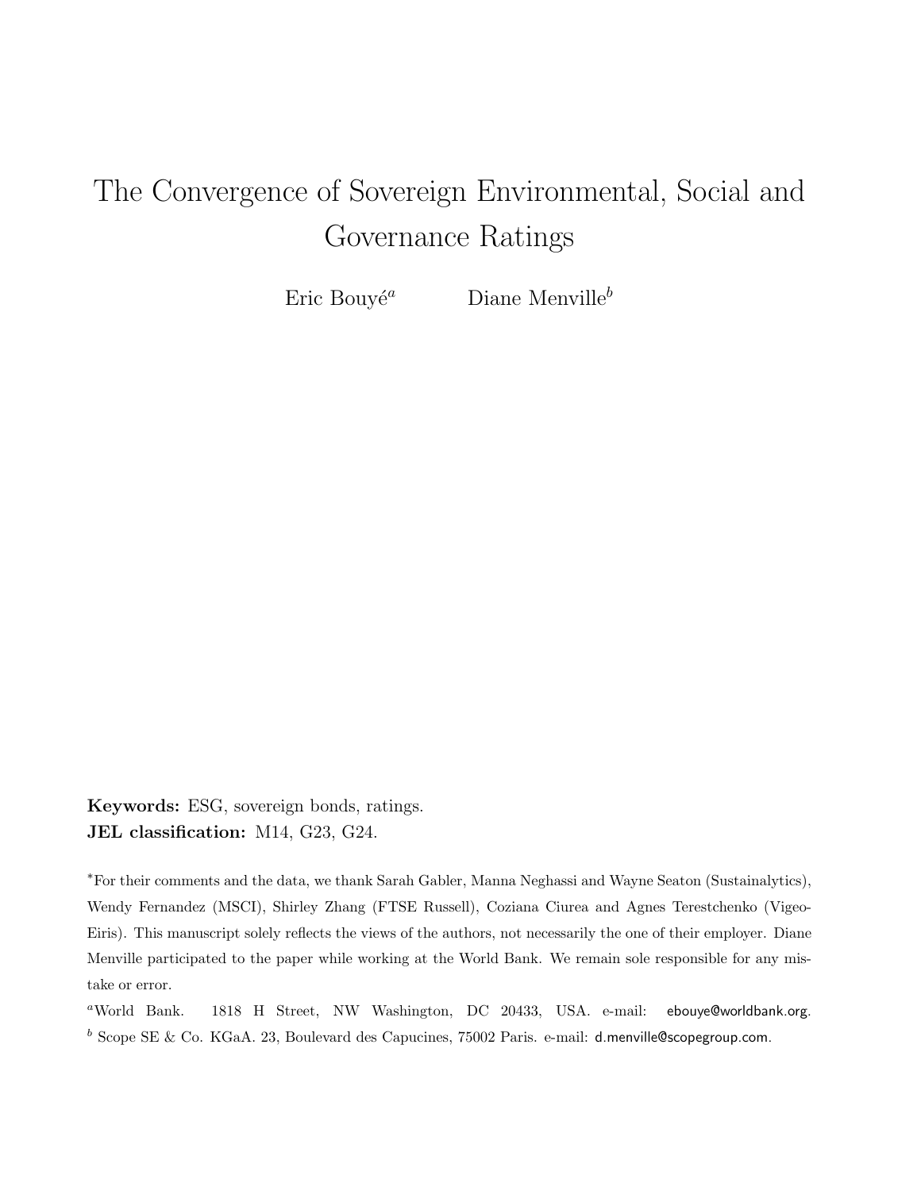# The Convergence of Sovereign Environmental, Social and Governance Ratings

Eric Bouyé[a] Diane Menville[b]

**Keywords:** ESG, sovereign bonds, ratings.
**JEL classification:** M14, G23, G24.

[*]For their comments and the data, we thank Sarah Gabler, Manna Neghassi and Wayne Seaton (Sustainalytics), Wendy Fernandez (MSCI), Shirley Zhang (FTSE Russell), Coziana Ciurea and Agnes Terestchenko (Vigeo-Eiris). This manuscript solely reflects the views of the authors, not necessarily the one of their employer. Diane Menville participated to the paper while working at the World Bank. We remain sole responsible for any mistake or error.

[a]World Bank. 1818 H Street, NW Washington, DC 20433, USA. e-mail: ebouye@worldbank.org.

[b] Scope SE & Co. KGaA. 23, Boulevard des Capucines, 75002 Paris. e-mail: d.menville@scopegroup.com.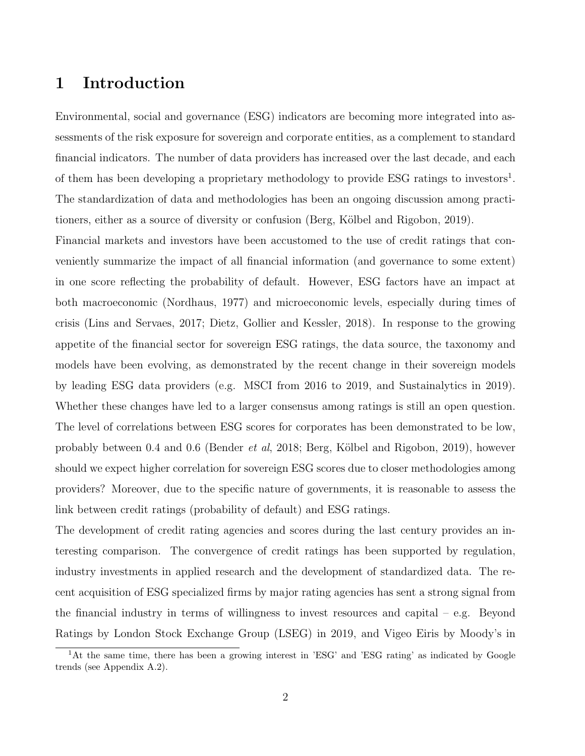# 1 Introduction

Environmental, social and governance (ESG) indicators are becoming more integrated into assessments of the risk exposure for sovereign and corporate entities, as a complement to standard financial indicators. The number of data providers has increased over the last decade, and each of them has been developing a proprietary methodology to provide ESG ratings to investors[1]. The standardization of data and methodologies has been an ongoing discussion among practitioners, either as a source of diversity or confusion (Berg, Kölbel and Rigobon, 2019).

Financial markets and investors have been accustomed to the use of credit ratings that conveniently summarize the impact of all financial information (and governance to some extent) in one score reflecting the probability of default. However, ESG factors have an impact at both macroeconomic (Nordhaus, 1977) and microeconomic levels, especially during times of crisis (Lins and Servaes, 2017; Dietz, Gollier and Kessler, 2018). In response to the growing appetite of the financial sector for sovereign ESG ratings, the data source, the taxonomy and models have been evolving, as demonstrated by the recent change in their sovereign models by leading ESG data providers (e.g. MSCI from 2016 to 2019, and Sustainalytics in 2019). Whether these changes have led to a larger consensus among ratings is still an open question. The level of correlations between ESG scores for corporates has been demonstrated to be low, probably between 0.4 and 0.6 (Bender *et al*, 2018; Berg, Kölbel and Rigobon, 2019), however should we expect higher correlation for sovereign ESG scores due to closer methodologies among providers? Moreover, due to the specific nature of governments, it is reasonable to assess the link between credit ratings (probability of default) and ESG ratings.

The development of credit rating agencies and scores during the last century provides an interesting comparison. The convergence of credit ratings has been supported by regulation, industry investments in applied research and the development of standardized data. The recent acquisition of ESG specialized firms by major rating agencies has sent a strong signal from the financial industry in terms of willingness to invest resources and capital – e.g. Beyond Ratings by London Stock Exchange Group (LSEG) in 2019, and Vigeo Eiris by Moody's in

[1] At the same time, there has been a growing interest in 'ESG' and 'ESG rating' as indicated by Google trends (see Appendix A.2).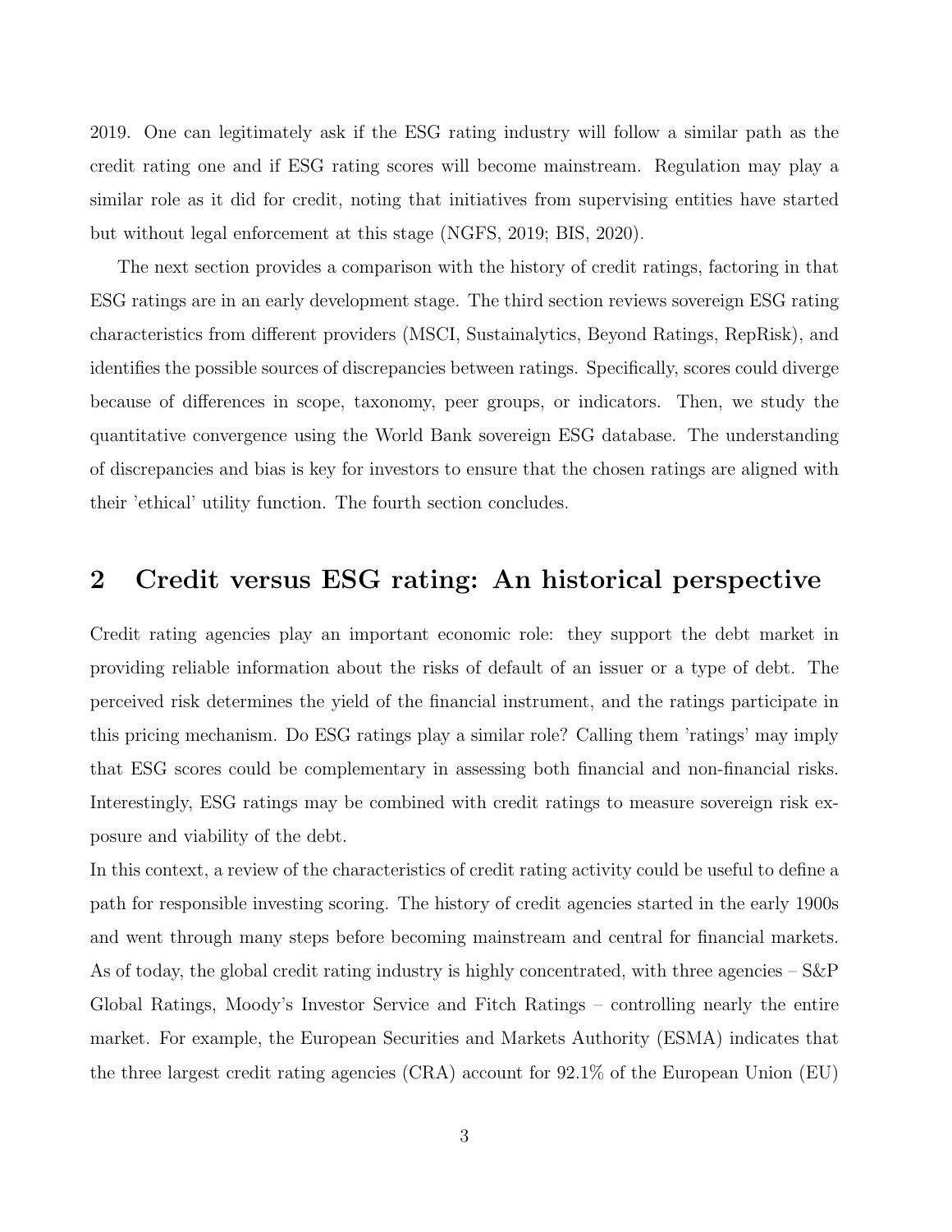2019. One can legitimately ask if the ESG rating industry will follow a similar path as the credit rating one and if ESG rating scores will become mainstream. Regulation may play a similar role as it did for credit, noting that initiatives from supervising entities have started but without legal enforcement at this stage (NGFS, 2019; BIS, 2020).

The next section provides a comparison with the history of credit ratings, factoring in that ESG ratings are in an early development stage. The third section reviews sovereign ESG rating characteristics from different providers (MSCI, Sustainalytics, Beyond Ratings, RepRisk), and identifies the possible sources of discrepancies between ratings. Specifically, scores could diverge because of differences in scope, taxonomy, peer groups, or indicators. Then, we study the quantitative convergence using the World Bank sovereign ESG database. The understanding of discrepancies and bias is key for investors to ensure that the chosen ratings are aligned with their 'ethical' utility function. The fourth section concludes.

## 2 Credit versus ESG rating: An historical perspective

Credit rating agencies play an important economic role: they support the debt market in providing reliable information about the risks of default of an issuer or a type of debt. The perceived risk determines the yield of the financial instrument, and the ratings participate in this pricing mechanism. Do ESG ratings play a similar role? Calling them 'ratings' may imply that ESG scores could be complementary in assessing both financial and non-financial risks. Interestingly, ESG ratings may be combined with credit ratings to measure sovereign risk exposure and viability of the debt.

In this context, a review of the characteristics of credit rating activity could be useful to define a path for responsible investing scoring. The history of credit agencies started in the early 1900s and went through many steps before becoming mainstream and central for financial markets. As of today, the global credit rating industry is highly concentrated, with three agencies – S&P Global Ratings, Moody's Investor Service and Fitch Ratings – controlling nearly the entire market. For example, the European Securities and Markets Authority (ESMA) indicates that the three largest credit rating agencies (CRA) account for 92.1% of the European Union (EU)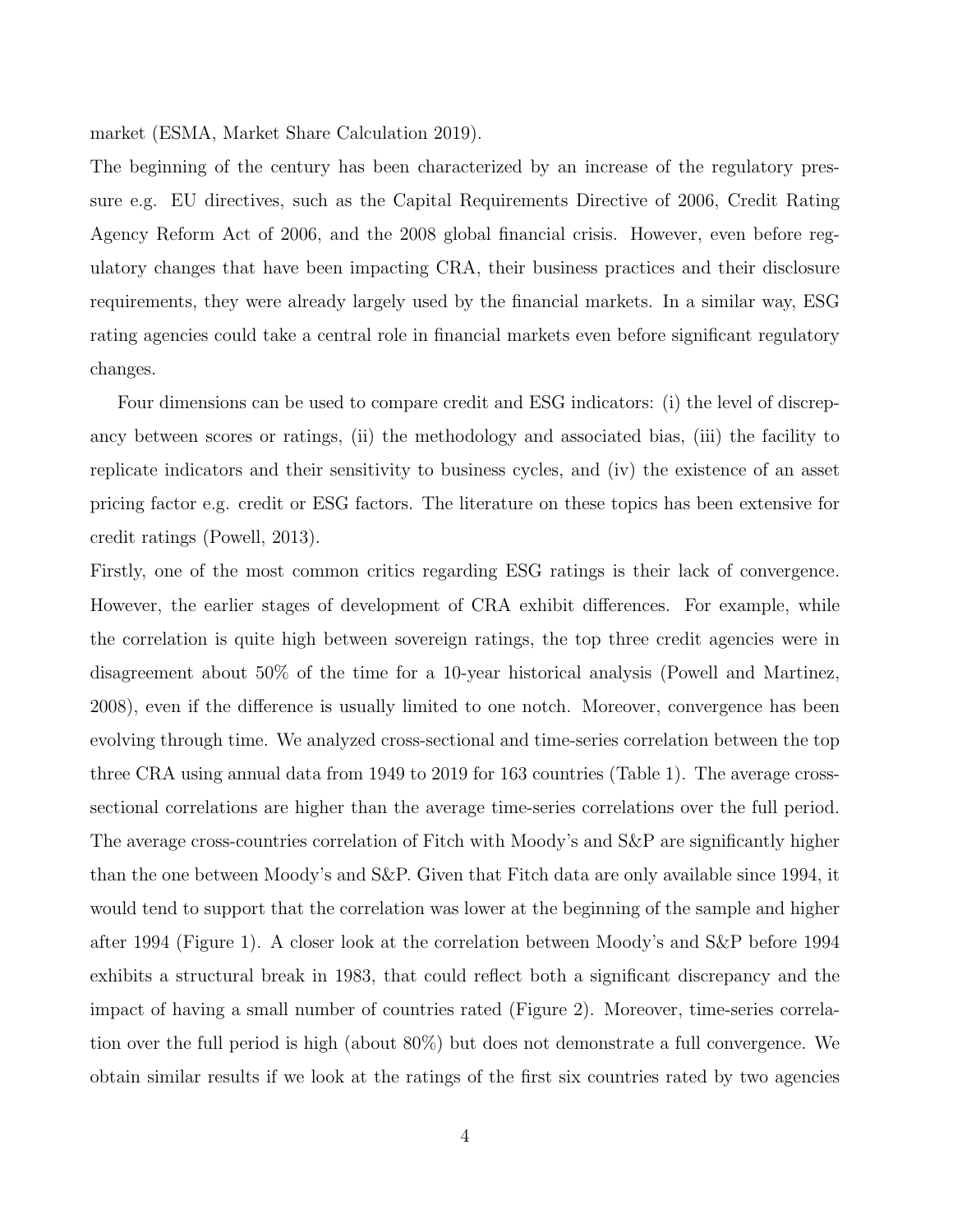market (ESMA, Market Share Calculation 2019).

The beginning of the century has been characterized by an increase of the regulatory pressure e.g. EU directives, such as the Capital Requirements Directive of 2006, Credit Rating Agency Reform Act of 2006, and the 2008 global financial crisis. However, even before regulatory changes that have been impacting CRA, their business practices and their disclosure requirements, they were already largely used by the financial markets. In a similar way, ESG rating agencies could take a central role in financial markets even before significant regulatory changes.

Four dimensions can be used to compare credit and ESG indicators: (i) the level of discrepancy between scores or ratings, (ii) the methodology and associated bias, (iii) the facility to replicate indicators and their sensitivity to business cycles, and (iv) the existence of an asset pricing factor e.g. credit or ESG factors. The literature on these topics has been extensive for credit ratings (Powell, 2013).

Firstly, one of the most common critics regarding ESG ratings is their lack of convergence. However, the earlier stages of development of CRA exhibit differences. For example, while the correlation is quite high between sovereign ratings, the top three credit agencies were in disagreement about 50% of the time for a 10-year historical analysis (Powell and Martinez, 2008), even if the difference is usually limited to one notch. Moreover, convergence has been evolving through time. We analyzed cross-sectional and time-series correlation between the top three CRA using annual data from 1949 to 2019 for 163 countries (Table 1). The average cross-sectional correlations are higher than the average time-series correlations over the full period. The average cross-countries correlation of Fitch with Moody's and S&P are significantly higher than the one between Moody's and S&P. Given that Fitch data are only available since 1994, it would tend to support that the correlation was lower at the beginning of the sample and higher after 1994 (Figure 1). A closer look at the correlation between Moody's and S&P before 1994 exhibits a structural break in 1983, that could reflect both a significant discrepancy and the impact of having a small number of countries rated (Figure 2). Moreover, time-series correlation over the full period is high (about 80%) but does not demonstrate a full convergence. We obtain similar results if we look at the ratings of the first six countries rated by two agencies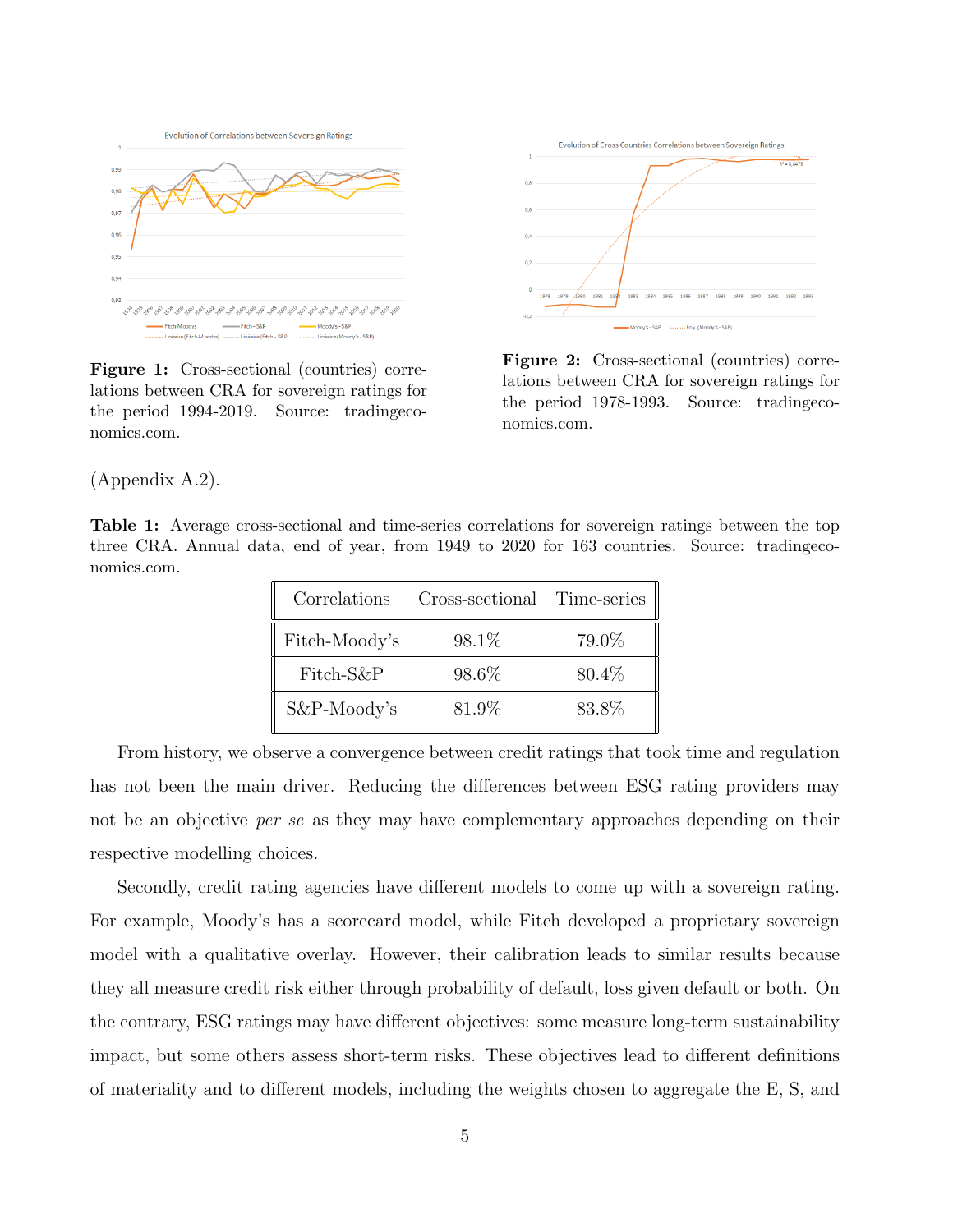**Figure 1:** Cross-sectional (countries) correlations between CRA for sovereign ratings for the period 1994-2019. Source: tradingeconomics.com.

**Figure 2:** Cross-sectional (countries) correlations between CRA for sovereign ratings for the period 1978-1993. Source: tradingeconomics.com.

(Appendix A.2).

**Table 1:** Average cross-sectional and time-series correlations for sovereign ratings between the top three CRA. Annual data, end of year, from 1949 to 2020 for 163 countries. Source: tradingeconomics.com.

| Correlations | Cross-sectional | Time-series |
|---|---|---|
| Fitch-Moody's | 98.1% | 79.0% |
| Fitch-S&P | 98.6% | 80.4% |
| S&P-Moody's | 81.9% | 83.8% |

From history, we observe a convergence between credit ratings that took time and regulation has not been the main driver. Reducing the differences between ESG rating providers may not be an objective *per se* as they may have complementary approaches depending on their respective modelling choices.

Secondly, credit rating agencies have different models to come up with a sovereign rating. For example, Moody's has a scorecard model, while Fitch developed a proprietary sovereign model with a qualitative overlay. However, their calibration leads to similar results because they all measure credit risk either through probability of default, loss given default or both. On the contrary, ESG ratings may have different objectives: some measure long-term sustainability impact, but some others assess short-term risks. These objectives lead to different definitions of materiality and to different models, including the weights chosen to aggregate the E, S, and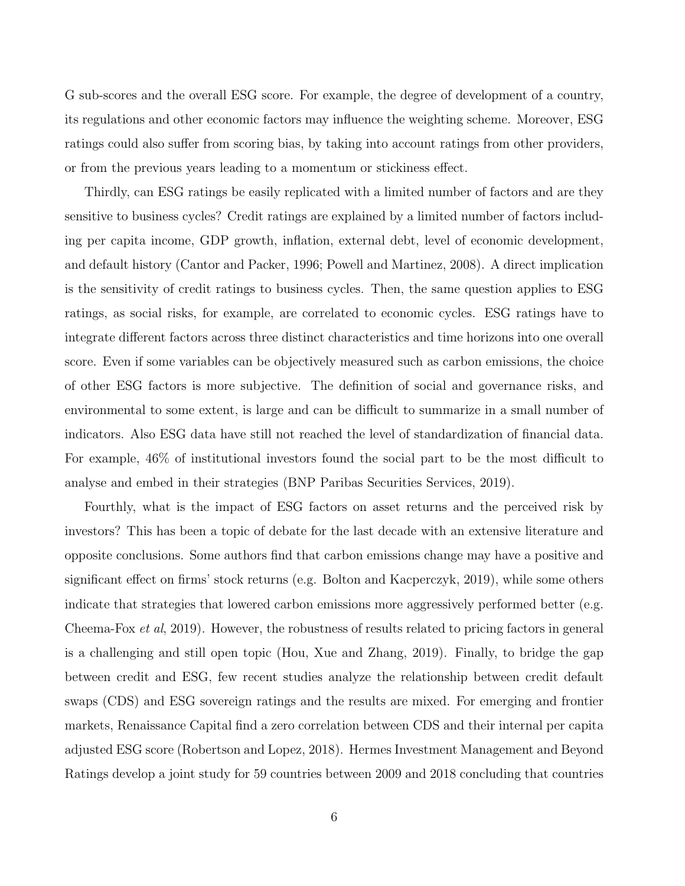G sub-scores and the overall ESG score. For example, the degree of development of a country, its regulations and other economic factors may influence the weighting scheme. Moreover, ESG ratings could also suffer from scoring bias, by taking into account ratings from other providers, or from the previous years leading to a momentum or stickiness effect.

Thirdly, can ESG ratings be easily replicated with a limited number of factors and are they sensitive to business cycles? Credit ratings are explained by a limited number of factors including per capita income, GDP growth, inflation, external debt, level of economic development, and default history (Cantor and Packer, 1996; Powell and Martinez, 2008). A direct implication is the sensitivity of credit ratings to business cycles. Then, the same question applies to ESG ratings, as social risks, for example, are correlated to economic cycles. ESG ratings have to integrate different factors across three distinct characteristics and time horizons into one overall score. Even if some variables can be objectively measured such as carbon emissions, the choice of other ESG factors is more subjective. The definition of social and governance risks, and environmental to some extent, is large and can be difficult to summarize in a small number of indicators. Also ESG data have still not reached the level of standardization of financial data. For example, 46% of institutional investors found the social part to be the most difficult to analyse and embed in their strategies (BNP Paribas Securities Services, 2019).

Fourthly, what is the impact of ESG factors on asset returns and the perceived risk by investors? This has been a topic of debate for the last decade with an extensive literature and opposite conclusions. Some authors find that carbon emissions change may have a positive and significant effect on firms' stock returns (e.g. Bolton and Kacperczyk, 2019), while some others indicate that strategies that lowered carbon emissions more aggressively performed better (e.g. Cheema-Fox *et al*, 2019). However, the robustness of results related to pricing factors in general is a challenging and still open topic (Hou, Xue and Zhang, 2019). Finally, to bridge the gap between credit and ESG, few recent studies analyze the relationship between credit default swaps (CDS) and ESG sovereign ratings and the results are mixed. For emerging and frontier markets, Renaissance Capital find a zero correlation between CDS and their internal per capita adjusted ESG score (Robertson and Lopez, 2018). Hermes Investment Management and Beyond Ratings develop a joint study for 59 countries between 2009 and 2018 concluding that countries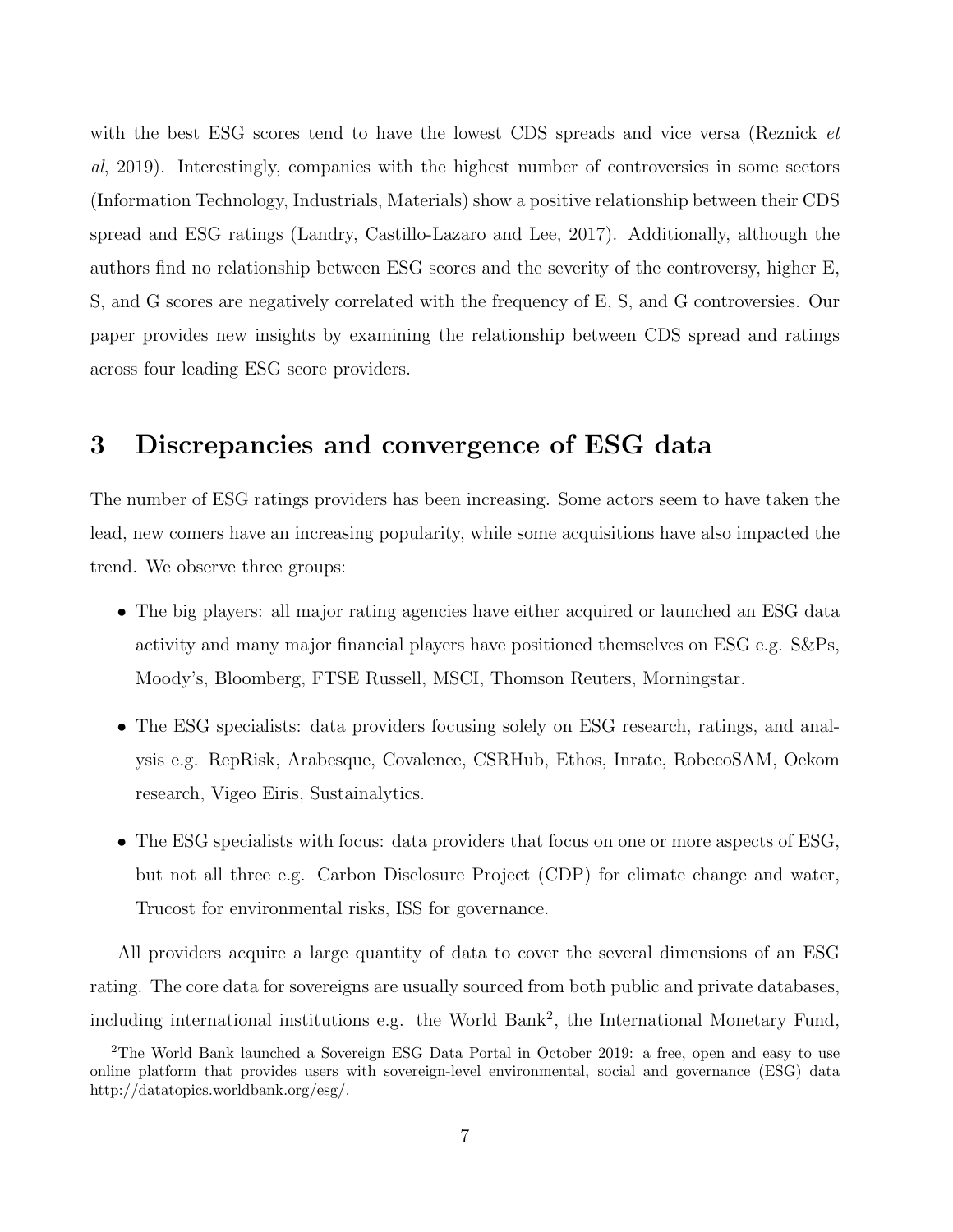with the best ESG scores tend to have the lowest CDS spreads and vice versa (Reznick *et al*, 2019). Interestingly, companies with the highest number of controversies in some sectors (Information Technology, Industrials, Materials) show a positive relationship between their CDS spread and ESG ratings (Landry, Castillo-Lazaro and Lee, 2017). Additionally, although the authors find no relationship between ESG scores and the severity of the controversy, higher E, S, and G scores are negatively correlated with the frequency of E, S, and G controversies. Our paper provides new insights by examining the relationship between CDS spread and ratings across four leading ESG score providers.

## 3 Discrepancies and convergence of ESG data

The number of ESG ratings providers has been increasing. Some actors seem to have taken the lead, new comers have an increasing popularity, while some acquisitions have also impacted the trend. We observe three groups:

- The big players: all major rating agencies have either acquired or launched an ESG data activity and many major financial players have positioned themselves on ESG e.g. S&Ps, Moody's, Bloomberg, FTSE Russell, MSCI, Thomson Reuters, Morningstar.
- The ESG specialists: data providers focusing solely on ESG research, ratings, and analysis e.g. RepRisk, Arabesque, Covalence, CSRHub, Ethos, Inrate, RobecoSAM, Oekom research, Vigeo Eiris, Sustainalytics.
- The ESG specialists with focus: data providers that focus on one or more aspects of ESG, but not all three e.g. Carbon Disclosure Project (CDP) for climate change and water, Trucost for environmental risks, ISS for governance.

All providers acquire a large quantity of data to cover the several dimensions of an ESG rating. The core data for sovereigns are usually sourced from both public and private databases, including international institutions e.g. the World Bank[2], the International Monetary Fund,

[2] The World Bank launched a Sovereign ESG Data Portal in October 2019: a free, open and easy to use online platform that provides users with sovereign-level environmental, social and governance (ESG) data http://datatopics.worldbank.org/esg/.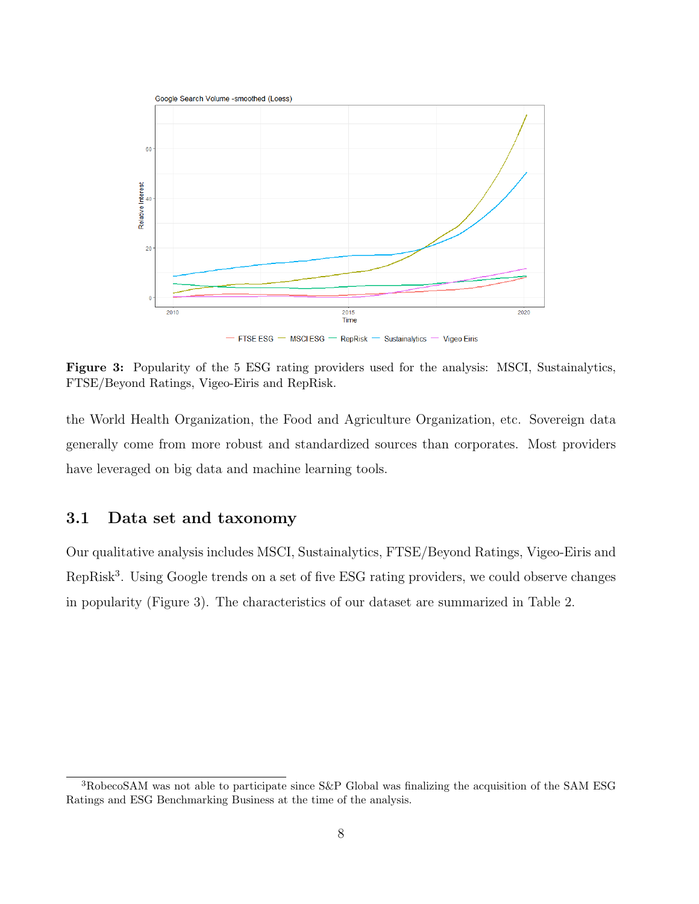**Figure 3:** Popularity of the 5 ESG rating providers used for the analysis: MSCI, Sustainalytics, FTSE/Beyond Ratings, Vigeo-Eiris and RepRisk.

the World Health Organization, the Food and Agriculture Organization, etc. Sovereign data generally come from more robust and standardized sources than corporates. Most providers have leveraged on big data and machine learning tools.

## 3.1 Data set and taxonomy

Our qualitative analysis includes MSCI, Sustainalytics, FTSE/Beyond Ratings, Vigeo-Eiris and RepRisk[3]. Using Google trends on a set of five ESG rating providers, we could observe changes in popularity (Figure 3). The characteristics of our dataset are summarized in Table 2.

[3]RobecoSAM was not able to participate since S&P Global was finalizing the acquisition of the SAM ESG Ratings and ESG Benchmarking Business at the time of the analysis.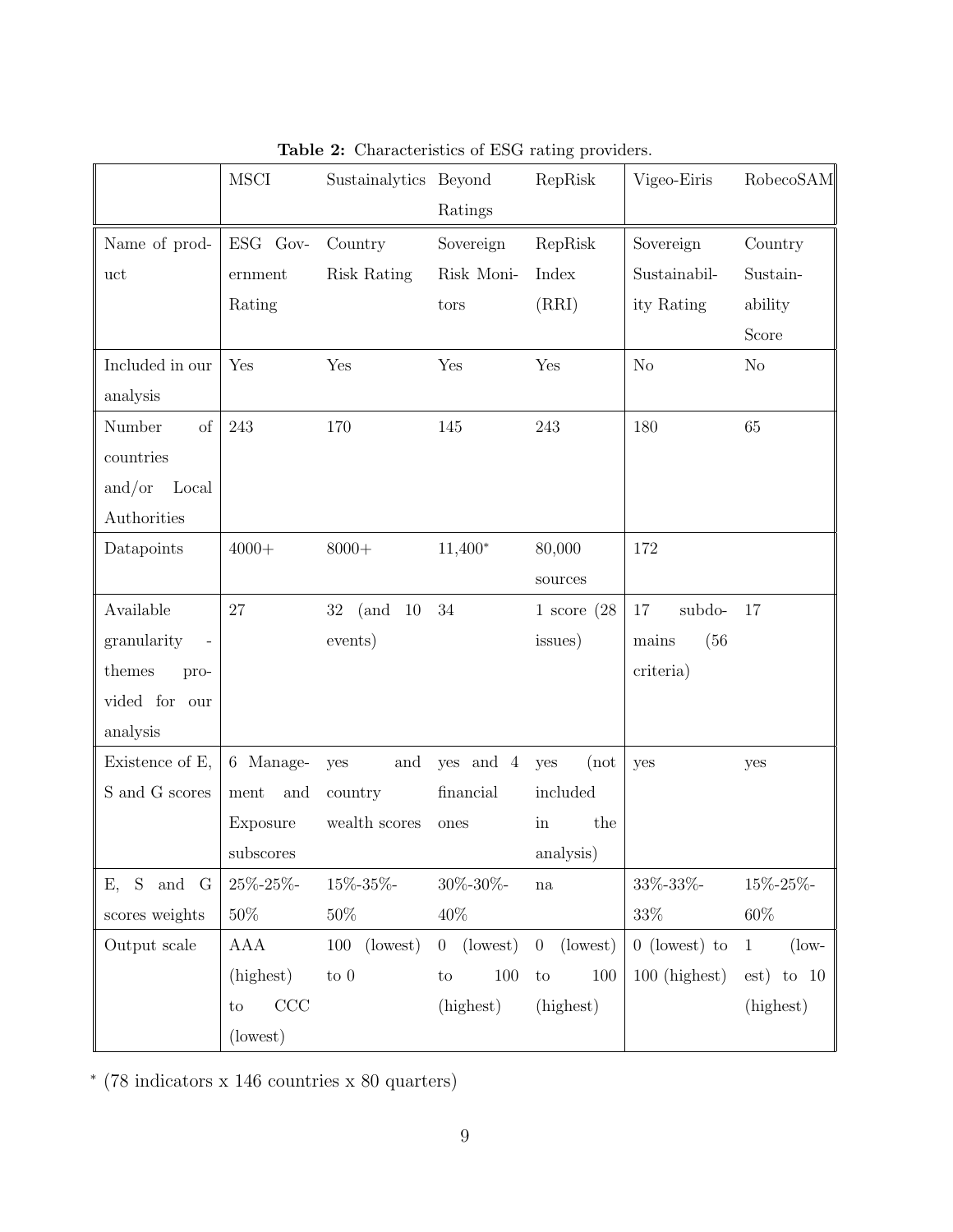**Table 2:** Characteristics of ESG rating providers.

| | MSCI | Sustainalytics | Beyond Ratings | RepRisk | Vigeo-Eiris | RobecoSAM |
|---|---|---|---|---|---|---|
| Name of product | ESG Government Rating | Country Risk Rating | Sovereign Risk Monitors | RepRisk Index (RRI) | Sovereign Sustainability Rating | Country Sustainability Score |
| Included in our analysis | Yes | Yes | Yes | Yes | No | No |
| Number of countries and/or Local Authorities | 243 | 170 | 145 | 243 | 180 | 65 |
| Datapoints | 4000+ | 8000+ | 11,400* | 80,000 sources | 172 | |
| Available granularity - themes provided for our analysis | 27 | 32 (and 10 events) | 34 | 1 score (28 issues) | 17 subdomains (56 criteria) | 17 |
| Existence of E, S and G scores | 6 Management and Exposure subscores | yes and country wealth scores | yes and 4 financial ones | yes (not included in the analysis) | yes | yes |
| E, S and G scores weights | 25%-25%-50% | 15%-35%-50% | 30%-30%-40% | na | 33%-33%-33% | 15%-25%-60% |
| Output scale | AAA (highest) to CCC (lowest) | 100 (lowest) to 0 | 0 (lowest) to 100 (highest) | 0 (lowest) to 100 (highest) | 0 (lowest) to 100 (highest) | 1 (lowest) to 10 (highest) |

* (78 indicators x 146 countries x 80 quarters)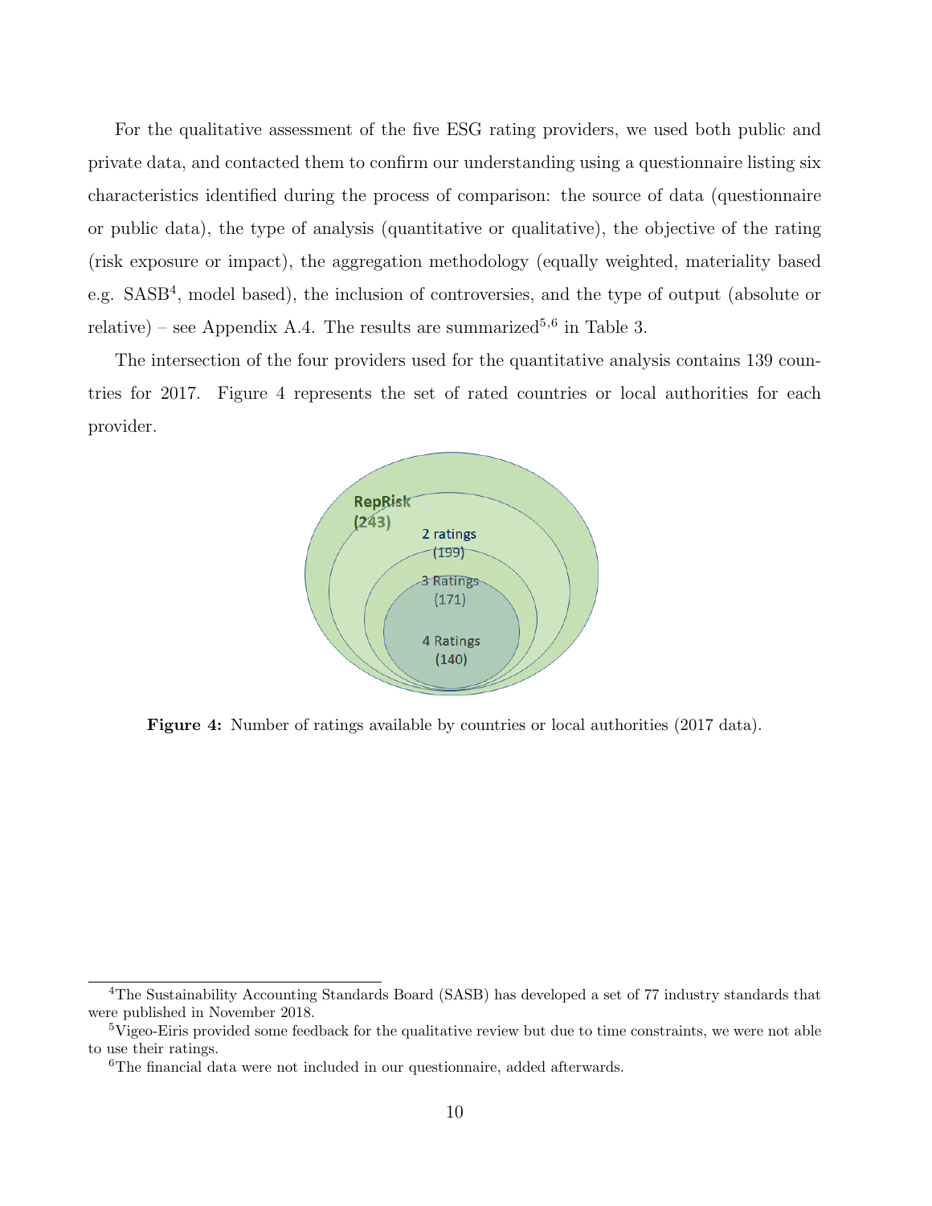For the qualitative assessment of the five ESG rating providers, we used both public and private data, and contacted them to confirm our understanding using a questionnaire listing six characteristics identified during the process of comparison: the source of data (questionnaire or public data), the type of analysis (quantitative or qualitative), the objective of the rating (risk exposure or impact), the aggregation methodology (equally weighted, materiality based e.g. SASB[4], model based), the inclusion of controversies, and the type of output (absolute or relative) – see Appendix A.4. The results are summarized[5,6] in Table 3.

The intersection of the four providers used for the quantitative analysis contains 139 countries for 2017. Figure 4 represents the set of rated countries or local authorities for each provider.

RepRisk (243)

2 ratings (199)

3 Ratings (171)

4 Ratings (140)

**Figure 4:** Number of ratings available by countries or local authorities (2017 data).

---

[4]The Sustainability Accounting Standards Board (SASB) has developed a set of 77 industry standards that were published in November 2018.

[5]Vigeo-Eiris provided some feedback for the qualitative review but due to time constraints, we were not able to use their ratings.

[6]The financial data were not included in our questionnaire, added afterwards.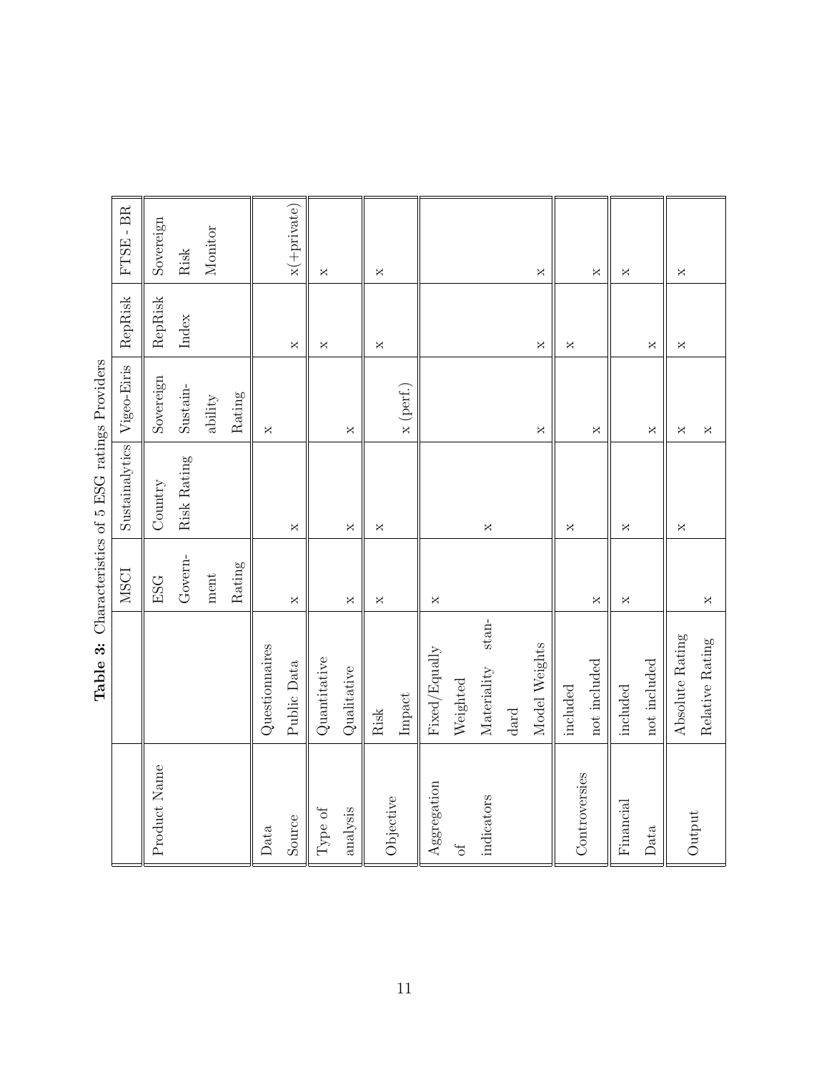**Table 3:** Characteristics of 5 ESG ratings Providers

| | | MSCI | Sustainalytics | Vigeo-Eiris | RepRisk | FTSE - BR |
|---|---|---|---|---|---|---|
| Product Name | | ESG Government Rating | Country Risk Rating | Sovereign Sustainability Rating | RepRisk Index | Sovereign Risk Monitor |
| Data Source | Questionnaires | | | x | | |
| | Public Data | x | x | | x | x(+private) |
| Type of analysis | Quantitative | | | | x | x |
| | Qualitative | x | x | x | | |
| Objective | Risk | x | x | | x | x |
| | Impact | | | x (perf.) | | |
| Aggregation of indicators | Fixed/Equally Weighted | x | | | | |
| | Materiality standard | | x | | | |
| | Model Weights | | | x | x | x |
| Controversies | included | | x | | x | |
| | not included | x | | x | | x |
| Financial Data | included | x | x | | | x |
| | not included | | | x | x | |
| Output | Absolute Rating | | x | x | x | x |
| | Relative Rating | x | | x | | |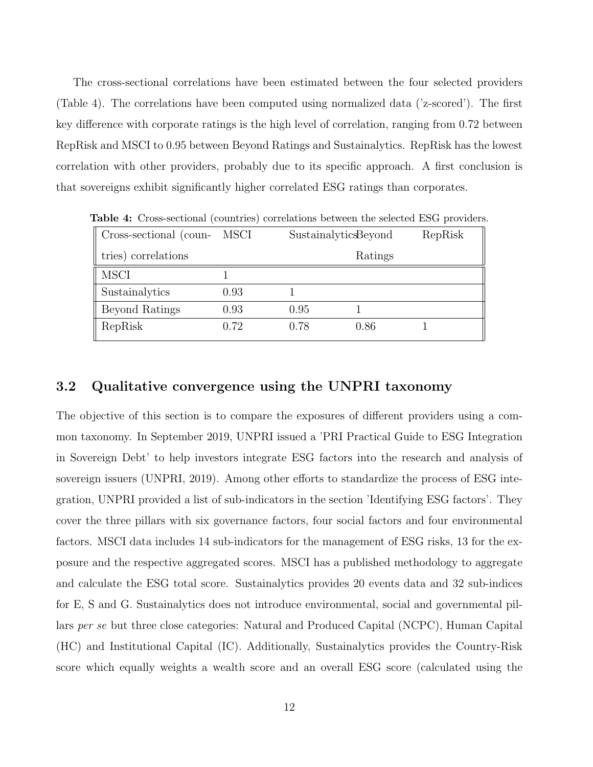The cross-sectional correlations have been estimated between the four selected providers (Table 4). The correlations have been computed using normalized data ('z-scored'). The first key difference with corporate ratings is the high level of correlation, ranging from 0.72 between RepRisk and MSCI to 0.95 between Beyond Ratings and Sustainalytics. RepRisk has the lowest correlation with other providers, probably due to its specific approach. A first conclusion is that sovereigns exhibit significantly higher correlated ESG ratings than corporates.

**Table 4:** Cross-sectional (countries) correlations between the selected ESG providers.

| Cross-sectional (countries) correlations | MSCI | Sustainalytics | Beyond Ratings | RepRisk |
|---|---|---|---|---|
| MSCI | 1 | | | |
| Sustainalytics | 0.93 | 1 | | |
| Beyond Ratings | 0.93 | 0.95 | 1 | |
| RepRisk | 0.72 | 0.78 | 0.86 | 1 |

## 3.2 Qualitative convergence using the UNPRI taxonomy

The objective of this section is to compare the exposures of different providers using a common taxonomy. In September 2019, UNPRI issued a 'PRI Practical Guide to ESG Integration in Sovereign Debt' to help investors integrate ESG factors into the research and analysis of sovereign issuers (UNPRI, 2019). Among other efforts to standardize the process of ESG integration, UNPRI provided a list of sub-indicators in the section 'Identifying ESG factors'. They cover the three pillars with six governance factors, four social factors and four environmental factors. MSCI data includes 14 sub-indicators for the management of ESG risks, 13 for the exposure and the respective aggregated scores. MSCI has a published methodology to aggregate and calculate the ESG total score. Sustainalytics provides 20 events data and 32 sub-indices for E, S and G. Sustainalytics does not introduce environmental, social and governmental pillars *per se* but three close categories: Natural and Produced Capital (NCPC), Human Capital (HC) and Institutional Capital (IC). Additionally, Sustainalytics provides the Country-Risk score which equally weights a wealth score and an overall ESG score (calculated using the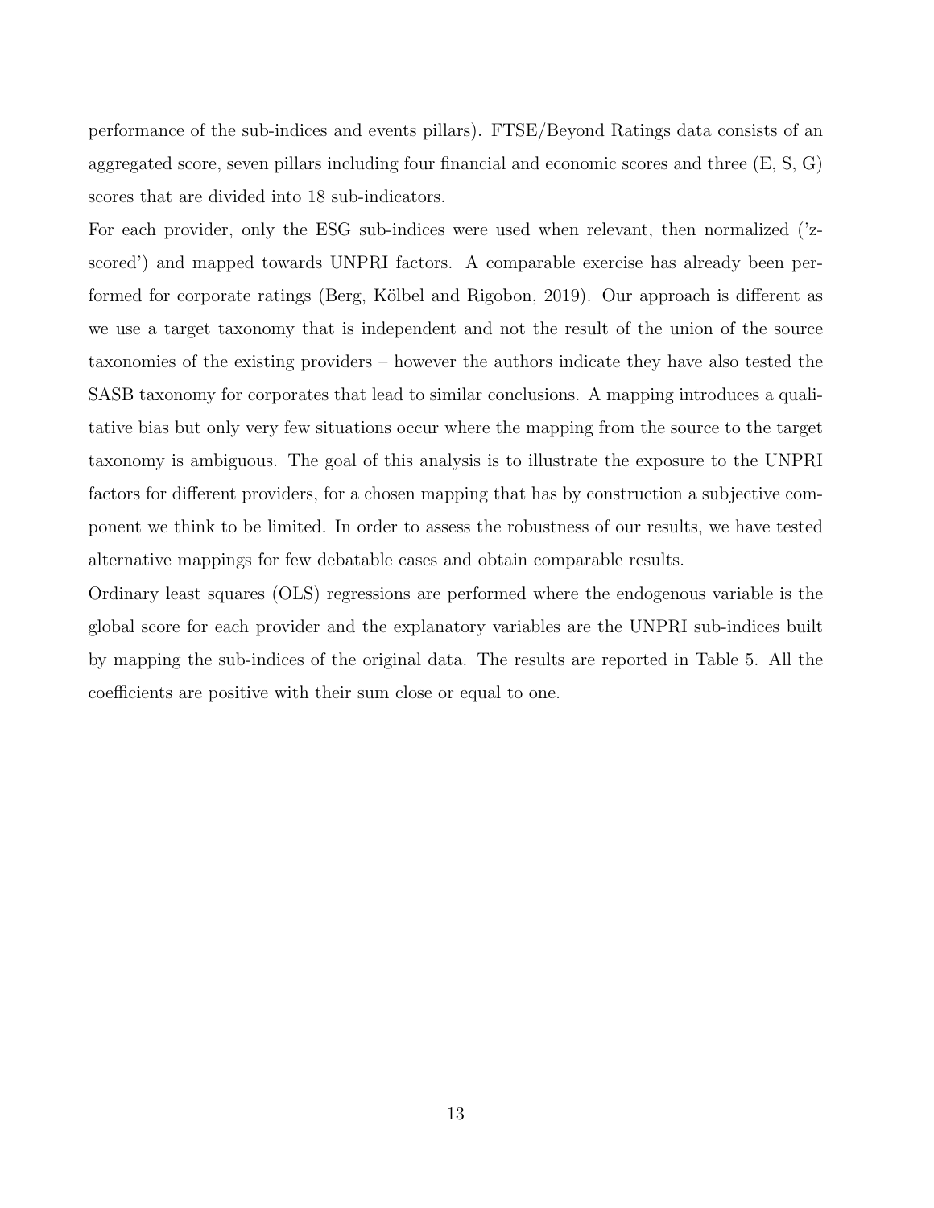performance of the sub-indices and events pillars). FTSE/Beyond Ratings data consists of an aggregated score, seven pillars including four financial and economic scores and three (E, S, G) scores that are divided into 18 sub-indicators.

For each provider, only the ESG sub-indices were used when relevant, then normalized ('z-scored') and mapped towards UNPRI factors. A comparable exercise has already been performed for corporate ratings (Berg, Kölbel and Rigobon, 2019). Our approach is different as we use a target taxonomy that is independent and not the result of the union of the source taxonomies of the existing providers – however the authors indicate they have also tested the SASB taxonomy for corporates that lead to similar conclusions. A mapping introduces a qualitative bias but only very few situations occur where the mapping from the source to the target taxonomy is ambiguous. The goal of this analysis is to illustrate the exposure to the UNPRI factors for different providers, for a chosen mapping that has by construction a subjective component we think to be limited. In order to assess the robustness of our results, we have tested alternative mappings for few debatable cases and obtain comparable results.

Ordinary least squares (OLS) regressions are performed where the endogenous variable is the global score for each provider and the explanatory variables are the UNPRI sub-indices built by mapping the sub-indices of the original data. The results are reported in Table 5. All the coefficients are positive with their sum close or equal to one.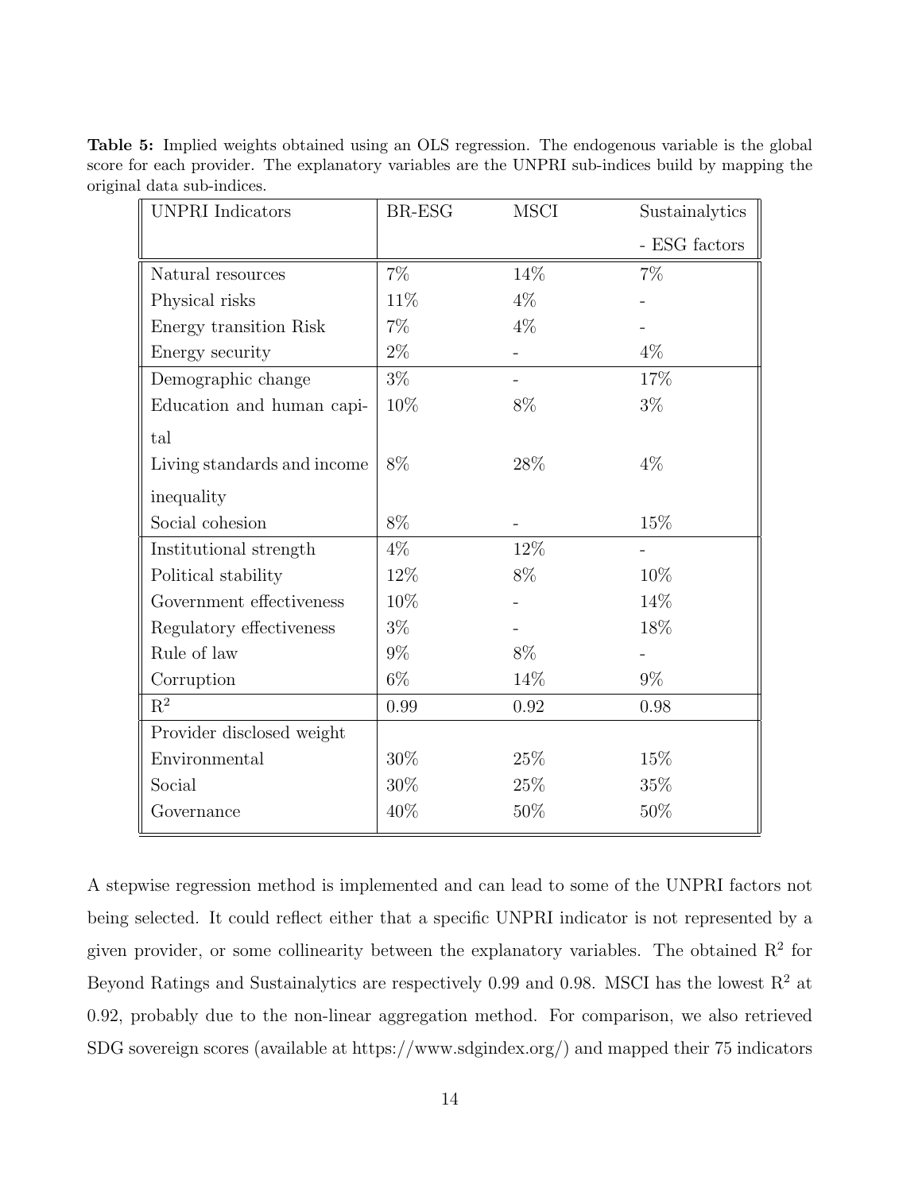**Table 5:** Implied weights obtained using an OLS regression. The endogenous variable is the global score for each provider. The explanatory variables are the UNPRI sub-indices build by mapping the original data sub-indices.

| UNPRI Indicators | BR-ESG | MSCI | Sustainalytics - ESG factors |
|---|---|---|---|
| Natural resources | 7% | 14% | 7% |
| Physical risks | 11% | 4% | - |
| Energy transition Risk | 7% | 4% | - |
| Energy security | 2% | - | 4% |
| Demographic change | 3% | - | 17% |
| Education and human capital | 10% | 8% | 3% |
| Living standards and income inequality | 8% | 28% | 4% |
| Social cohesion | 8% | - | 15% |
| Institutional strength | 4% | 12% | - |
| Political stability | 12% | 8% | 10% |
| Government effectiveness | 10% | - | 14% |
| Regulatory effectiveness | 3% | - | 18% |
| Rule of law | 9% | 8% | - |
| Corruption | 6% | 14% | 9% |
| $R^2$ | 0.99 | 0.92 | 0.98 |
| Provider disclosed weight | | | |
| Environmental | 30% | 25% | 15% |
| Social | 30% | 25% | 35% |
| Governance | 40% | 50% | 50% |

A stepwise regression method is implemented and can lead to some of the UNPRI factors not being selected. It could reflect either that a specific UNPRI indicator is not represented by a given provider, or some collinearity between the explanatory variables. The obtained $R^2$ for Beyond Ratings and Sustainalytics are respectively 0.99 and 0.98. MSCI has the lowest $R^2$ at 0.92, probably due to the non-linear aggregation method. For comparison, we also retrieved SDG sovereign scores (available at https://www.sdgindex.org/) and mapped their 75 indicators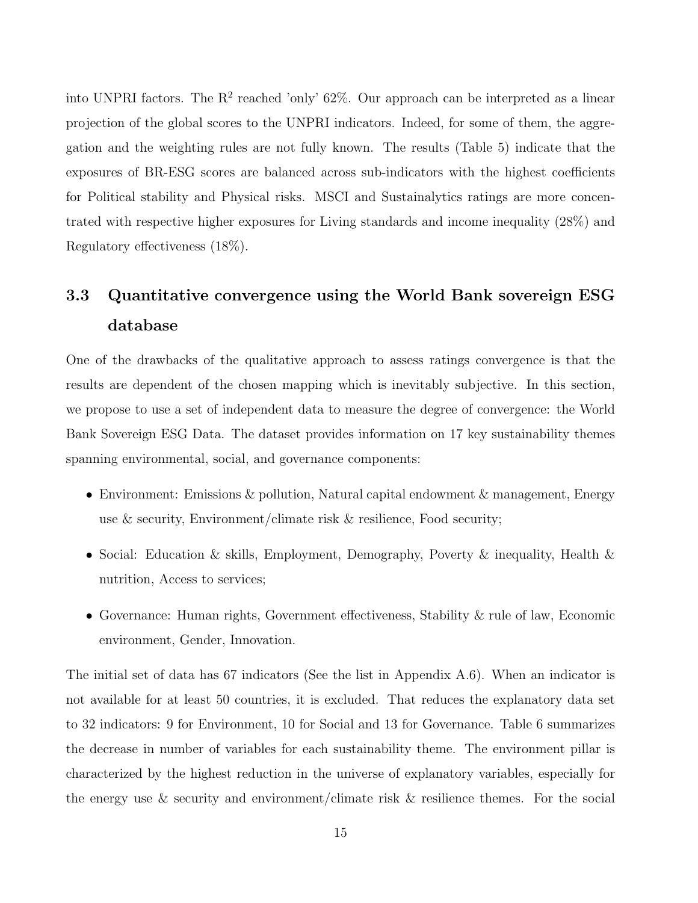into UNPRI factors. The $R^2$ reached 'only' 62%. Our approach can be interpreted as a linear projection of the global scores to the UNPRI indicators. Indeed, for some of them, the aggregation and the weighting rules are not fully known. The results (Table 5) indicate that the exposures of BR-ESG scores are balanced across sub-indicators with the highest coefficients for Political stability and Physical risks. MSCI and Sustainalytics ratings are more concentrated with respective higher exposures for Living standards and income inequality (28%) and Regulatory effectiveness (18%).

## 3.3 Quantitative convergence using the World Bank sovereign ESG database

One of the drawbacks of the qualitative approach to assess ratings convergence is that the results are dependent of the chosen mapping which is inevitably subjective. In this section, we propose to use a set of independent data to measure the degree of convergence: the World Bank Sovereign ESG Data. The dataset provides information on 17 key sustainability themes spanning environmental, social, and governance components:

- Environment: Emissions & pollution, Natural capital endowment & management, Energy use & security, Environment/climate risk & resilience, Food security;
- Social: Education & skills, Employment, Demography, Poverty & inequality, Health & nutrition, Access to services;
- Governance: Human rights, Government effectiveness, Stability & rule of law, Economic environment, Gender, Innovation.

The initial set of data has 67 indicators (See the list in Appendix A.6). When an indicator is not available for at least 50 countries, it is excluded. That reduces the explanatory data set to 32 indicators: 9 for Environment, 10 for Social and 13 for Governance. Table 6 summarizes the decrease in number of variables for each sustainability theme. The environment pillar is characterized by the highest reduction in the universe of explanatory variables, especially for the energy use & security and environment/climate risk & resilience themes. For the social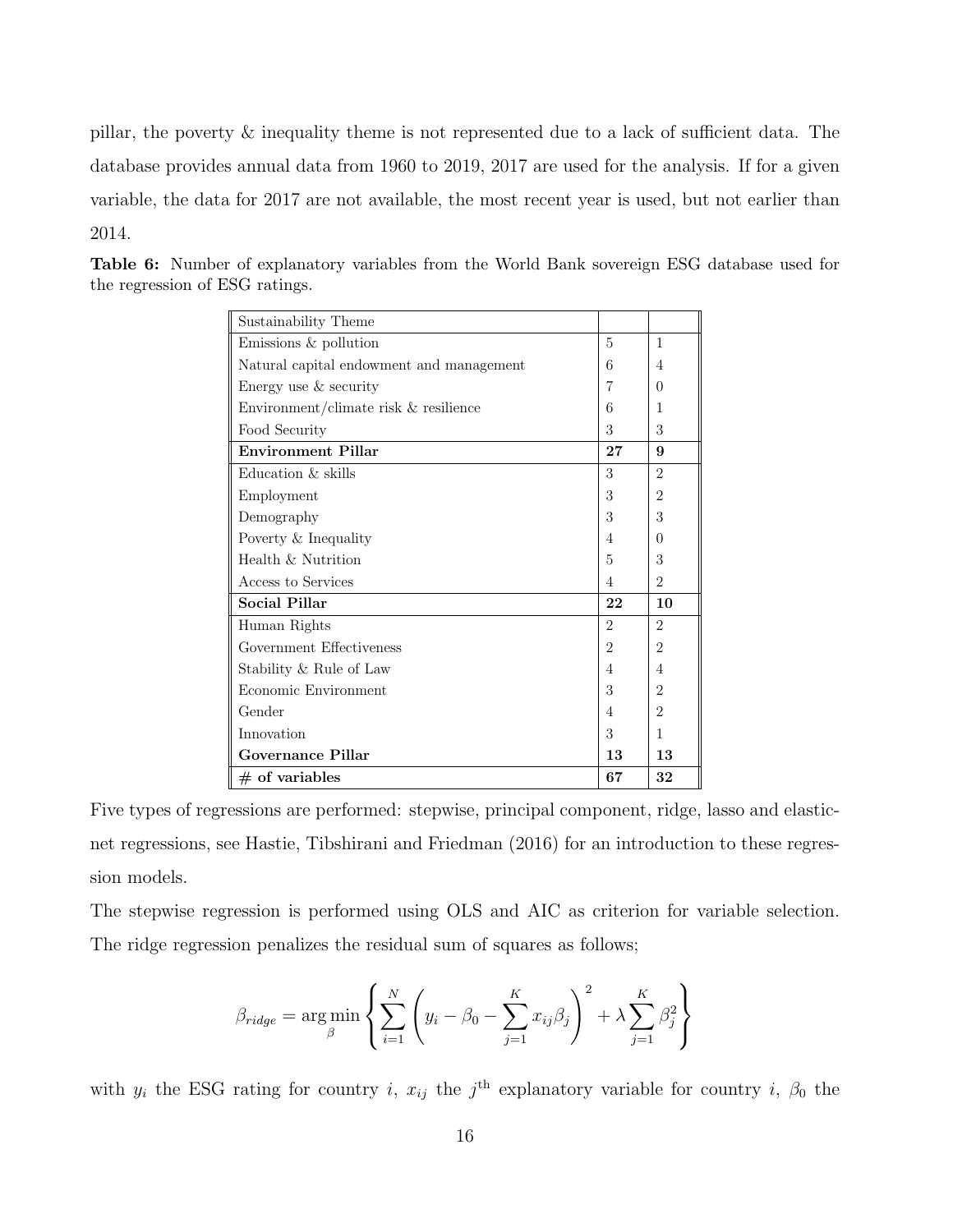pillar, the poverty & inequality theme is not represented due to a lack of sufficient data. The database provides annual data from 1960 to 2019, 2017 are used for the analysis. If for a given variable, the data for 2017 are not available, the most recent year is used, but not earlier than 2014.

**Table 6:** Number of explanatory variables from the World Bank sovereign ESG database used for the regression of ESG ratings.

| Sustainability Theme | | |
|---|---|---|
| Emissions & pollution | 5 | 1 |
| Natural capital endowment and management | 6 | 4 |
| Energy use & security | 7 | 0 |
| Environment/climate risk & resilience | 6 | 1 |
| Food Security | 3 | 3 |
| **Environment Pillar** | **27** | **9** |
| Education & skills | 3 | 2 |
| Employment | 3 | 2 |
| Demography | 3 | 3 |
| Poverty & Inequality | 4 | 0 |
| Health & Nutrition | 5 | 3 |
| Access to Services | 4 | 2 |
| **Social Pillar** | **22** | **10** |
| Human Rights | 2 | 2 |
| Government Effectiveness | 2 | 2 |
| Stability & Rule of Law | 4 | 4 |
| Economic Environment | 3 | 2 |
| Gender | 4 | 2 |
| Innovation | 3 | 1 |
| **Governance Pillar** | **13** | **13** |
| **# of variables** | **67** | **32** |

Five types of regressions are performed: stepwise, principal component, ridge, lasso and elastic-net regressions, see Hastie, Tibshirani and Friedman (2016) for an introduction to these regression models.

The stepwise regression is performed using OLS and AIC as criterion for variable selection. The ridge regression penalizes the residual sum of squares as follows;

$$\beta_{ridge} = \arg\min_{\beta} \left\{ \sum_{i=1}^{N} \left( y_i - \beta_0 - \sum_{j=1}^{K} x_{ij}\beta_j \right)^2 + \lambda \sum_{j=1}^{K} \beta_j^2 \right\}$$

with $y_i$ the ESG rating for country $i$, $x_{ij}$ the $j^{\text{th}}$ explanatory variable for country $i$, $\beta_0$ the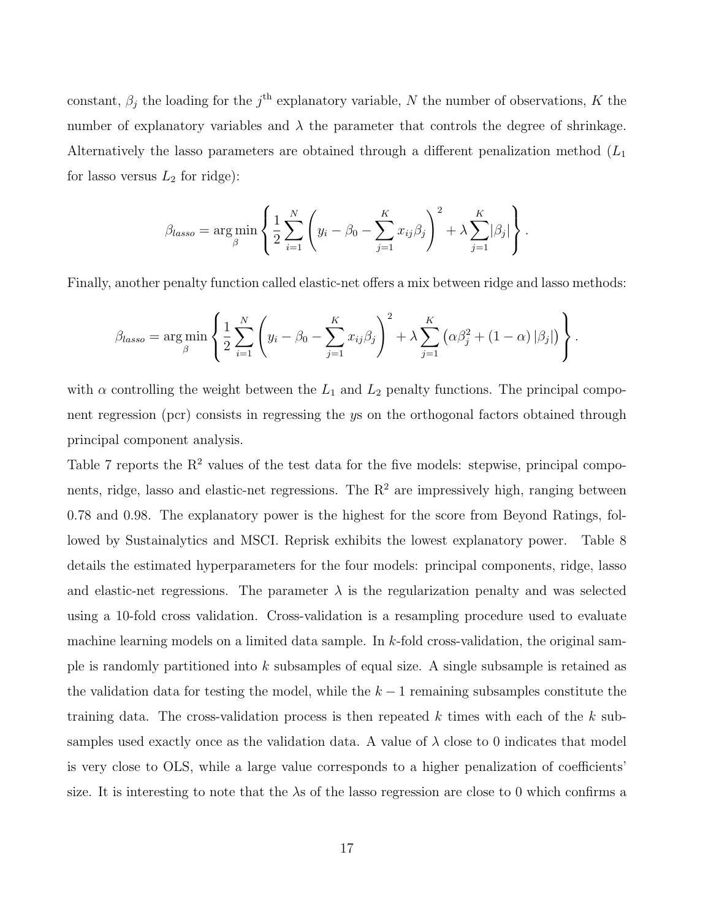constant, $\beta_j$ the loading for the $j^{\text{th}}$ explanatory variable, $N$ the number of observations, $K$ the number of explanatory variables and $\lambda$ the parameter that controls the degree of shrinkage. Alternatively the lasso parameters are obtained through a different penalization method ($L_1$ for lasso versus $L_2$ for ridge):

$$\beta_{lasso} = \arg\min_{\beta} \left\{ \frac{1}{2} \sum_{i=1}^{N} \left( y_i - \beta_0 - \sum_{j=1}^{K} x_{ij}\beta_j \right)^2 + \lambda \sum_{j=1}^{K} |\beta_j| \right\}.$$

Finally, another penalty function called elastic-net offers a mix between ridge and lasso methods:

$$\beta_{lasso} = \arg\min_{\beta} \left\{ \frac{1}{2} \sum_{i=1}^{N} \left( y_i - \beta_0 - \sum_{j=1}^{K} x_{ij}\beta_j \right)^2 + \lambda \sum_{j=1}^{K} \left( \alpha\beta_j^2 + (1-\alpha) |\beta_j| \right) \right\}.$$

with $\alpha$ controlling the weight between the $L_1$ and $L_2$ penalty functions. The principal component regression (pcr) consists in regressing the $y$s on the orthogonal factors obtained through principal component analysis.

Table 7 reports the $R^2$ values of the test data for the five models: stepwise, principal components, ridge, lasso and elastic-net regressions. The $R^2$ are impressively high, ranging between 0.78 and 0.98. The explanatory power is the highest for the score from Beyond Ratings, followed by Sustainalytics and MSCI. Reprisk exhibits the lowest explanatory power. Table 8 details the estimated hyperparameters for the four models: principal components, ridge, lasso and elastic-net regressions. The parameter $\lambda$ is the regularization penalty and was selected using a 10-fold cross validation. Cross-validation is a resampling procedure used to evaluate machine learning models on a limited data sample. In $k$-fold cross-validation, the original sample is randomly partitioned into $k$ subsamples of equal size. A single subsample is retained as the validation data for testing the model, while the $k-1$ remaining subsamples constitute the training data. The cross-validation process is then repeated $k$ times with each of the $k$ subsamples used exactly once as the validation data. A value of $\lambda$ close to 0 indicates that model is very close to OLS, while a large value corresponds to a higher penalization of coefficients' size. It is interesting to note that the $\lambda$s of the lasso regression are close to 0 which confirms a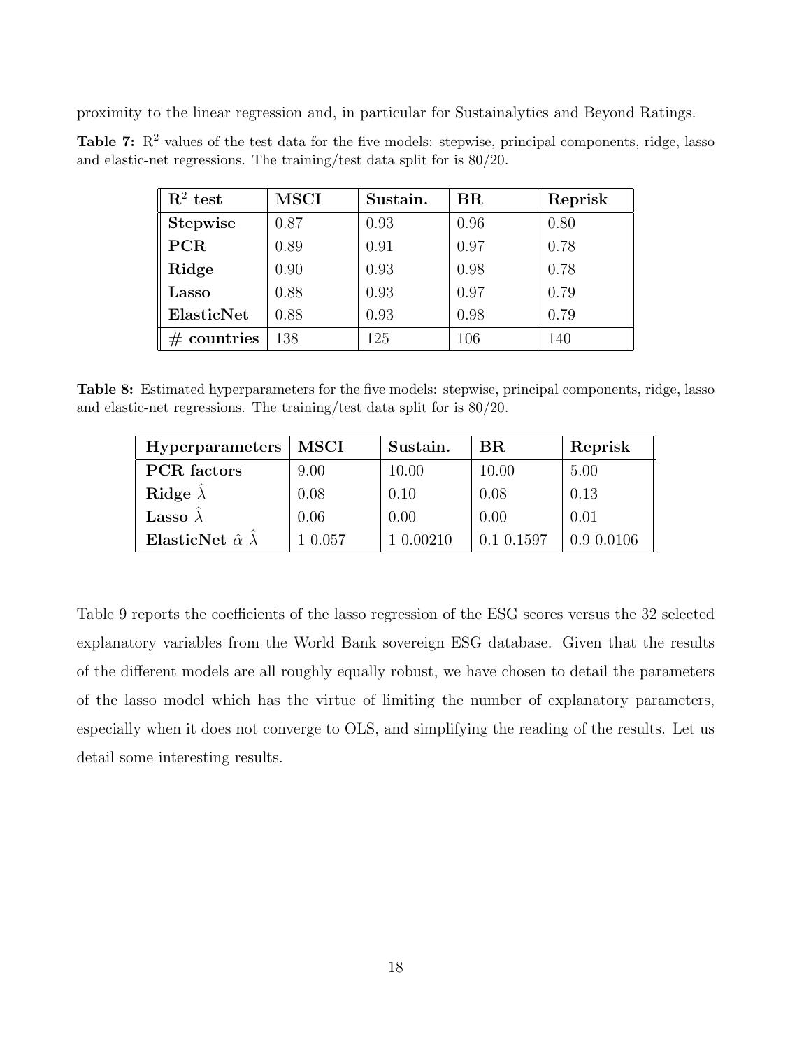proximity to the linear regression and, in particular for Sustainalytics and Beyond Ratings.

**Table 7:** $R^2$ values of the test data for the five models: stepwise, principal components, ridge, lasso and elastic-net regressions. The training/test data split for is 80/20.

| $R^2$ test | MSCI | Sustain. | BR | Reprisk |
|---|---|---|---|---|
| **Stepwise** | 0.87 | 0.93 | 0.96 | 0.80 |
| **PCR** | 0.89 | 0.91 | 0.97 | 0.78 |
| **Ridge** | 0.90 | 0.93 | 0.98 | 0.78 |
| **Lasso** | 0.88 | 0.93 | 0.97 | 0.79 |
| **ElasticNet** | 0.88 | 0.93 | 0.98 | 0.79 |
| **# countries** | 138 | 125 | 106 | 140 |

**Table 8:** Estimated hyperparameters for the five models: stepwise, principal components, ridge, lasso and elastic-net regressions. The training/test data split for is 80/20.

| Hyperparameters | MSCI | Sustain. | BR | Reprisk |
|---|---|---|---|---|
| **PCR factors** | 9.00 | 10.00 | 10.00 | 5.00 |
| **Ridge $\hat{\lambda}$** | 0.08 | 0.10 | 0.08 | 0.13 |
| **Lasso $\hat{\lambda}$** | 0.06 | 0.00 | 0.00 | 0.01 |
| **ElasticNet $\hat{\alpha}$ $\hat{\lambda}$** | 1 0.057 | 1 0.00210 | 0.1 0.1597 | 0.9 0.0106 |

Table 9 reports the coefficients of the lasso regression of the ESG scores versus the 32 selected explanatory variables from the World Bank sovereign ESG database. Given that the results of the different models are all roughly equally robust, we have chosen to detail the parameters of the lasso model which has the virtue of limiting the number of explanatory parameters, especially when it does not converge to OLS, and simplifying the reading of the results. Let us detail some interesting results.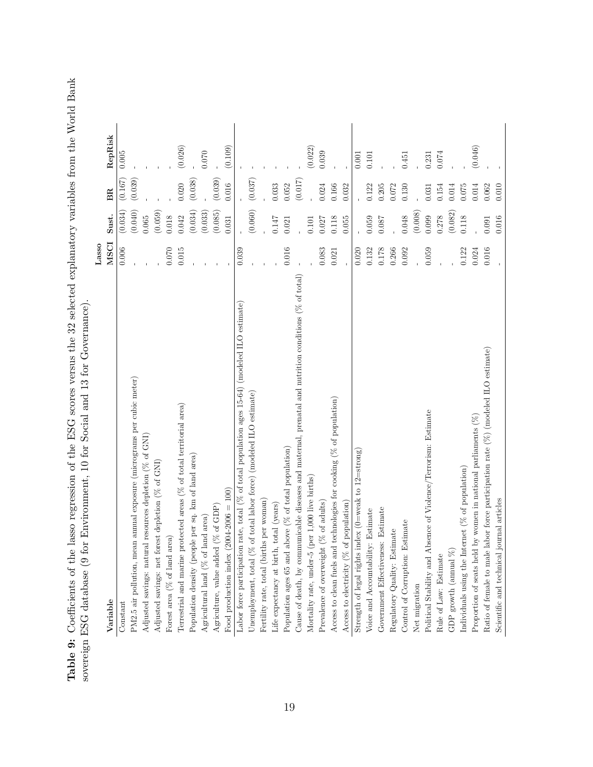**Table 9:** Coefficients of the lasso regression of the ESG scores versus the 32 selected explanatory variables from the World Bank sovereign ESG database (9 for Environment, 10 for Social and 13 for Governance).

| Variable | Lasso MSCI | Sust. | BR | RepRisk |
|---|---|---|---|---|
| Constant | 0.006 | (0.034) | (0.167) | 0.005 |
| PM2.5 air pollution, mean annual exposure (micrograms per cubic meter) | - | (0.040) | (0.039) | - |
| Adjusted savings: natural resources depletion (% of GNI) | - | 0.065 | - | - |
| Adjusted savings: net forest depletion (% of GNI) | - | (0.059) | - | - |
| Forest area (% of land area) | 0.070 | 0.018 | - | - |
| Terrestrial and marine protected areas (% of total territorial area) | 0.015 | 0.042 | 0.020 | (0.026) |
| Population density (people per sq. km of land area) | - | (0.034) | (0.038) | - |
| Agricultural land (% of land area) | - | (0.033) | - | 0.070 |
| Agriculture, value added (% of GDP) | - | (0.085) | (0.039) | - |
| Food production index (2004-2006 = 100) | - | 0.031 | 0.016 | (0.109) |
| Labor force participation rate, total (% of total population ages 15-64) (modeled ILO estimate) | 0.039 | - | - | - |
| Unemployment, total (% of total labor force) (modeled ILO estimate) | - | (0.060) | (0.037) | - |
| Fertility rate, total (births per woman) | - | - | - | - |
| Life expectancy at birth, total (years) | - | 0.147 | 0.033 | - |
| Population ages 65 and above (% of total population) | 0.016 | 0.021 | 0.052 | - |
| Cause of death, by communicable diseases and maternal, prenatal and nutrition conditions (% of total) | - | - | (0.017) | - |
| Mortality rate, under-5 (per 1,000 live births) | - | 0.101 | - | (0.022) |
| Prevalence of overweight (% of adults) | 0.083 | 0.027 | 0.024 | 0.039 |
| Access to clean fuels and technologies for cooking (% of population) | 0.021 | 0.118 | 0.166 | - |
| Access to electricity (% of population) | - | 0.055 | 0.032 | - |
| Strength of legal rights index (0=weak to 12=strong) | 0.020 | - | - | 0.001 |
| Voice and Accountability: Estimate | 0.132 | 0.059 | 0.122 | 0.101 |
| Government Effectiveness: Estimate | 0.178 | 0.087 | 0.205 | - |
| Regulatory Quality: Estimate | 0.266 | - | 0.072 | - |
| Control of Corruption: Estimate | 0.092 | 0.048 | 0.130 | 0.451 |
| Net migration | - | (0.008) | - | - |
| Political Stability and Absence of Violence/Terrorism: Estimate | 0.059 | 0.099 | 0.031 | 0.231 |
| Rule of Law: Estimate | - | 0.278 | 0.154 | 0.074 |
| GDP growth (annual %) | - | (0.082) | 0.014 | - |
| Individuals using the Internet (% of population) | 0.122 | 0.118 | 0.075 | - |
| Proportion of seats held by women in national parliaments (%) | 0.024 | - | 0.014 | (0.046) |
| Ratio of female to male labor force participation rate (%) (modeled ILO estimate) | 0.016 | 0.091 | 0.062 | - |
| Scientific and technical journal articles | - | 0.016 | 0.010 | - |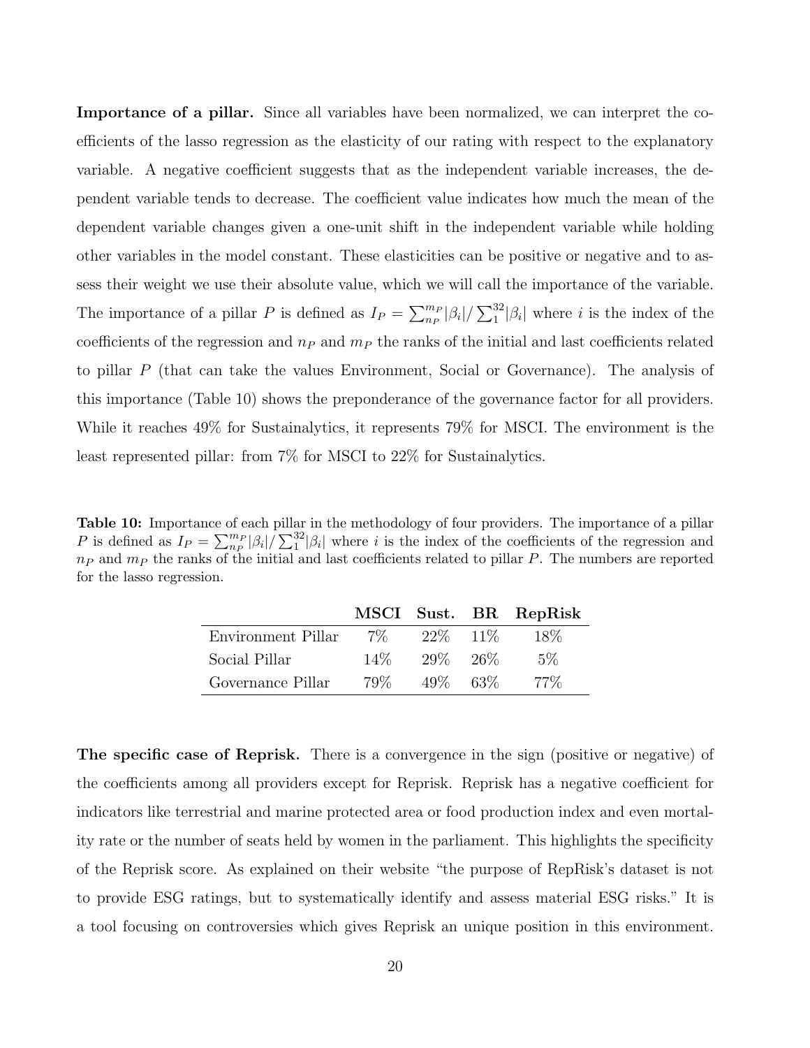**Importance of a pillar.** Since all variables have been normalized, we can interpret the coefficients of the lasso regression as the elasticity of our rating with respect to the explanatory variable. A negative coefficient suggests that as the independent variable increases, the dependent variable tends to decrease. The coefficient value indicates how much the mean of the dependent variable changes given a one-unit shift in the independent variable while holding other variables in the model constant. These elasticities can be positive or negative and to assess their weight we use their absolute value, which we will call the importance of the variable. The importance of a pillar $P$ is defined as $I_P = \sum_{n_P}^{m_P} |\beta_i| / \sum_{1}^{32} |\beta_i|$ where $i$ is the index of the coefficients of the regression and $n_P$ and $m_P$ the ranks of the initial and last coefficients related to pillar $P$ (that can take the values Environment, Social or Governance). The analysis of this importance (Table 10) shows the preponderance of the governance factor for all providers. While it reaches 49% for Sustainalytics, it represents 79% for MSCI. The environment is the least represented pillar: from 7% for MSCI to 22% for Sustainalytics.

**Table 10:** Importance of each pillar in the methodology of four providers. The importance of a pillar $P$ is defined as $I_P = \sum_{n_P}^{m_P} |\beta_i| / \sum_{1}^{32} |\beta_i|$ where $i$ is the index of the coefficients of the regression and $n_P$ and $m_P$ the ranks of the initial and last coefficients related to pillar $P$. The numbers are reported for the lasso regression.

| | MSCI | Sust. | BR | RepRisk |
|---|---|---|---|---|
| Environment Pillar | 7% | 22% | 11% | 18% |
| Social Pillar | 14% | 29% | 26% | 5% |
| Governance Pillar | 79% | 49% | 63% | 77% |

**The specific case of Reprisk.** There is a convergence in the sign (positive or negative) of the coefficients among all providers except for Reprisk. Reprisk has a negative coefficient for indicators like terrestrial and marine protected area or food production index and even mortality rate or the number of seats held by women in the parliament. This highlights the specificity of the Reprisk score. As explained on their website "the purpose of RepRisk's dataset is not to provide ESG ratings, but to systematically identify and assess material ESG risks." It is a tool focusing on controversies which gives Reprisk an unique position in this environment.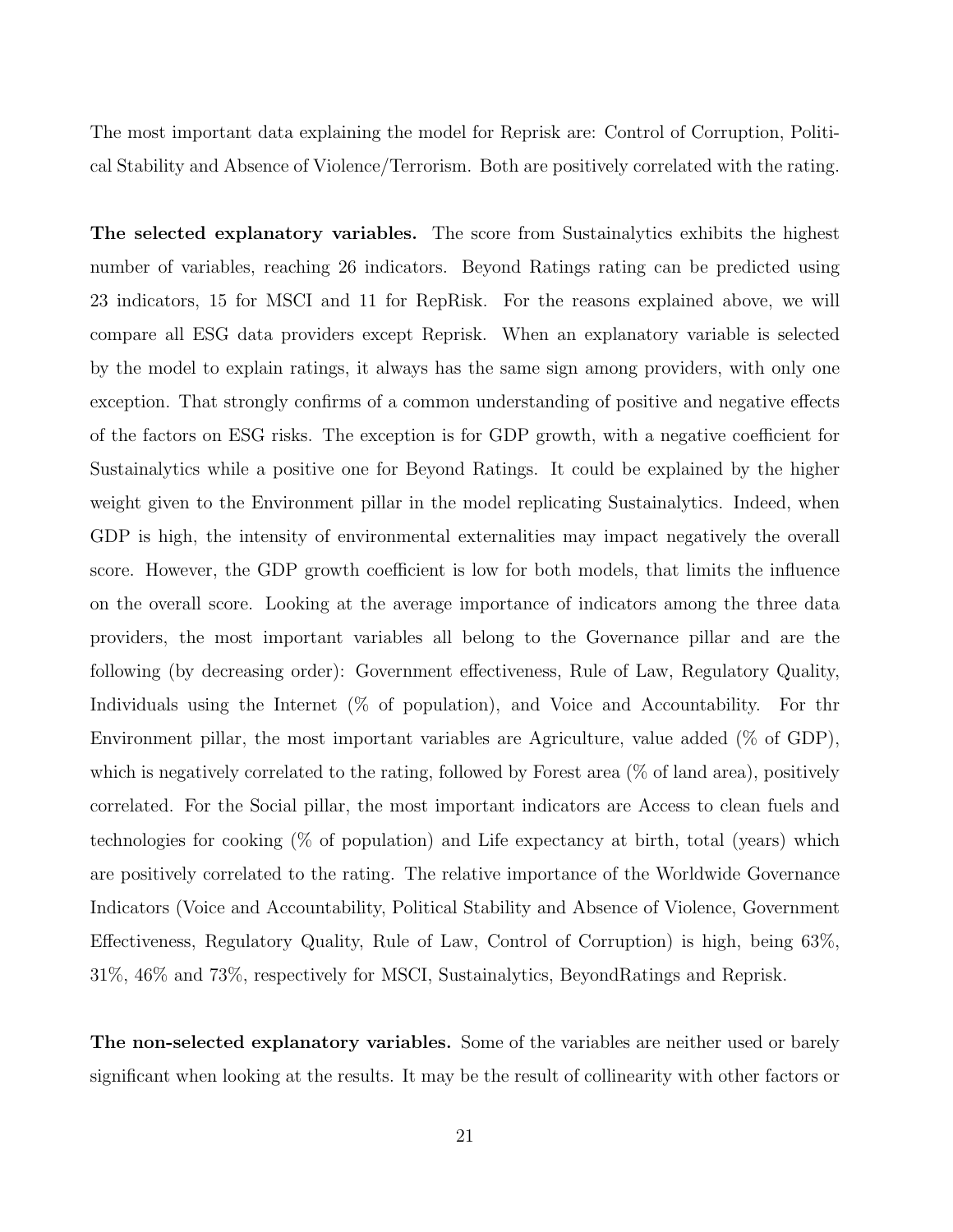The most important data explaining the model for Reprisk are: Control of Corruption, Political Stability and Absence of Violence/Terrorism. Both are positively correlated with the rating.

**The selected explanatory variables.** The score from Sustainalytics exhibits the highest number of variables, reaching 26 indicators. Beyond Ratings rating can be predicted using 23 indicators, 15 for MSCI and 11 for RepRisk. For the reasons explained above, we will compare all ESG data providers except Reprisk. When an explanatory variable is selected by the model to explain ratings, it always has the same sign among providers, with only one exception. That strongly confirms of a common understanding of positive and negative effects of the factors on ESG risks. The exception is for GDP growth, with a negative coefficient for Sustainalytics while a positive one for Beyond Ratings. It could be explained by the higher weight given to the Environment pillar in the model replicating Sustainalytics. Indeed, when GDP is high, the intensity of environmental externalities may impact negatively the overall score. However, the GDP growth coefficient is low for both models, that limits the influence on the overall score. Looking at the average importance of indicators among the three data providers, the most important variables all belong to the Governance pillar and are the following (by decreasing order): Government effectiveness, Rule of Law, Regulatory Quality, Individuals using the Internet (% of population), and Voice and Accountability. For thr Environment pillar, the most important variables are Agriculture, value added (% of GDP), which is negatively correlated to the rating, followed by Forest area (% of land area), positively correlated. For the Social pillar, the most important indicators are Access to clean fuels and technologies for cooking (% of population) and Life expectancy at birth, total (years) which are positively correlated to the rating. The relative importance of the Worldwide Governance Indicators (Voice and Accountability, Political Stability and Absence of Violence, Government Effectiveness, Regulatory Quality, Rule of Law, Control of Corruption) is high, being 63%, 31%, 46% and 73%, respectively for MSCI, Sustainalytics, BeyondRatings and Reprisk.

**The non-selected explanatory variables.** Some of the variables are neither used or barely significant when looking at the results. It may be the result of collinearity with other factors or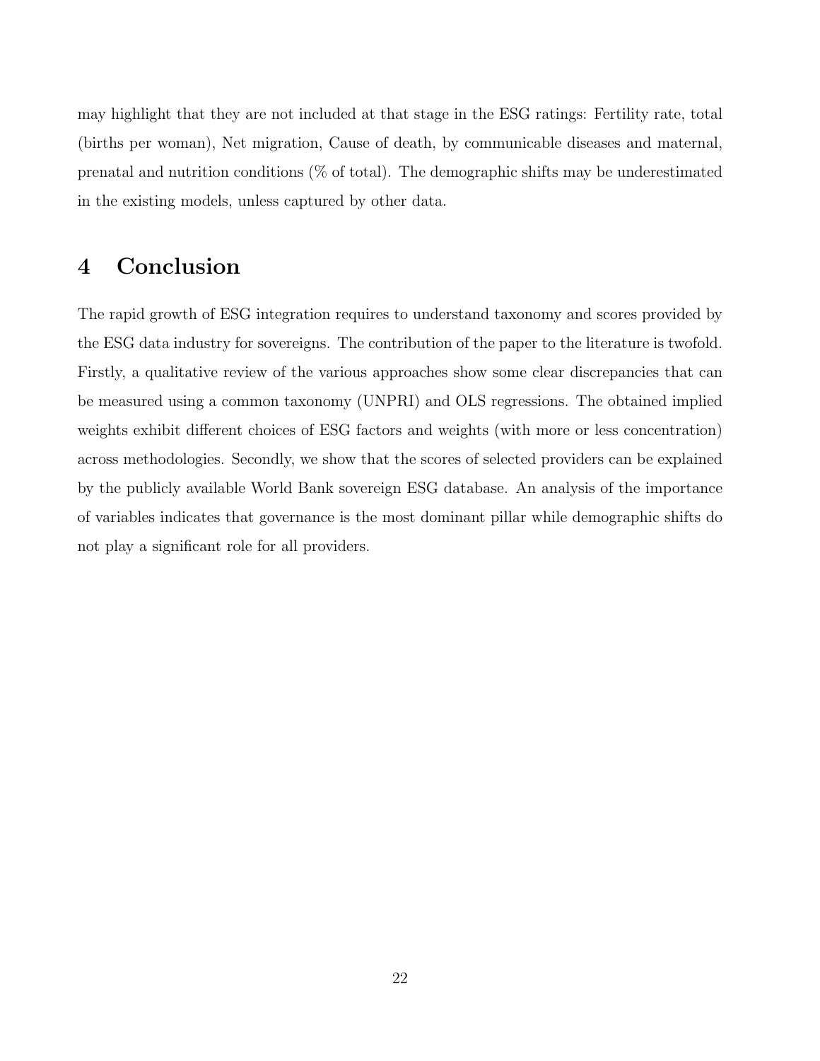may highlight that they are not included at that stage in the ESG ratings: Fertility rate, total (births per woman), Net migration, Cause of death, by communicable diseases and maternal, prenatal and nutrition conditions (% of total). The demographic shifts may be underestimated in the existing models, unless captured by other data.

# 4 Conclusion

The rapid growth of ESG integration requires to understand taxonomy and scores provided by the ESG data industry for sovereigns. The contribution of the paper to the literature is twofold. Firstly, a qualitative review of the various approaches show some clear discrepancies that can be measured using a common taxonomy (UNPRI) and OLS regressions. The obtained implied weights exhibit different choices of ESG factors and weights (with more or less concentration) across methodologies. Secondly, we show that the scores of selected providers can be explained by the publicly available World Bank sovereign ESG database. An analysis of the importance of variables indicates that governance is the most dominant pillar while demographic shifts do not play a significant role for all providers.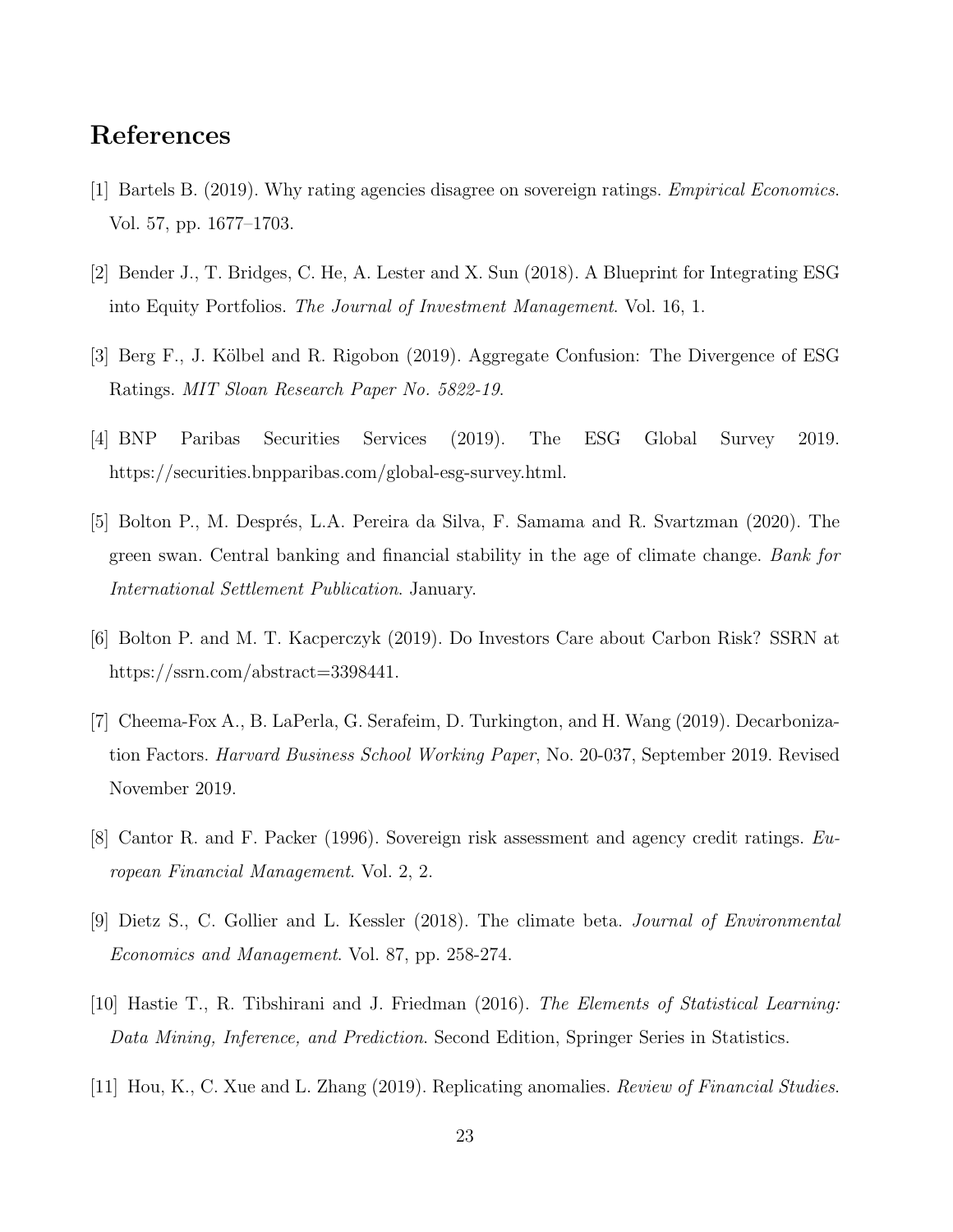## References

[1] Bartels B. (2019). Why rating agencies disagree on sovereign ratings. *Empirical Economics*. Vol. 57, pp. 1677–1703.

[2] Bender J., T. Bridges, C. He, A. Lester and X. Sun (2018). A Blueprint for Integrating ESG into Equity Portfolios. *The Journal of Investment Management*. Vol. 16, 1.

[3] Berg F., J. Kölbel and R. Rigobon (2019). Aggregate Confusion: The Divergence of ESG Ratings. *MIT Sloan Research Paper No. 5822-19*.

[4] BNP Paribas Securities Services (2019). The ESG Global Survey 2019. https://securities.bnpparibas.com/global-esg-survey.html.

[5] Bolton P., M. Després, L.A. Pereira da Silva, F. Samama and R. Svartzman (2020). The green swan. Central banking and financial stability in the age of climate change. *Bank for International Settlement Publication*. January.

[6] Bolton P. and M. T. Kacperczyk (2019). Do Investors Care about Carbon Risk? SSRN at https://ssrn.com/abstract=3398441.

[7] Cheema-Fox A., B. LaPerla, G. Serafeim, D. Turkington, and H. Wang (2019). Decarbonization Factors. *Harvard Business School Working Paper*, No. 20-037, September 2019. Revised November 2019.

[8] Cantor R. and F. Packer (1996). Sovereign risk assessment and agency credit ratings. *European Financial Management*. Vol. 2, 2.

[9] Dietz S., C. Gollier and L. Kessler (2018). The climate beta. *Journal of Environmental Economics and Management*. Vol. 87, pp. 258-274.

[10] Hastie T., R. Tibshirani and J. Friedman (2016). *The Elements of Statistical Learning: Data Mining, Inference, and Prediction*. Second Edition, Springer Series in Statistics.

[11] Hou, K., C. Xue and L. Zhang (2019). Replicating anomalies. *Review of Financial Studies*.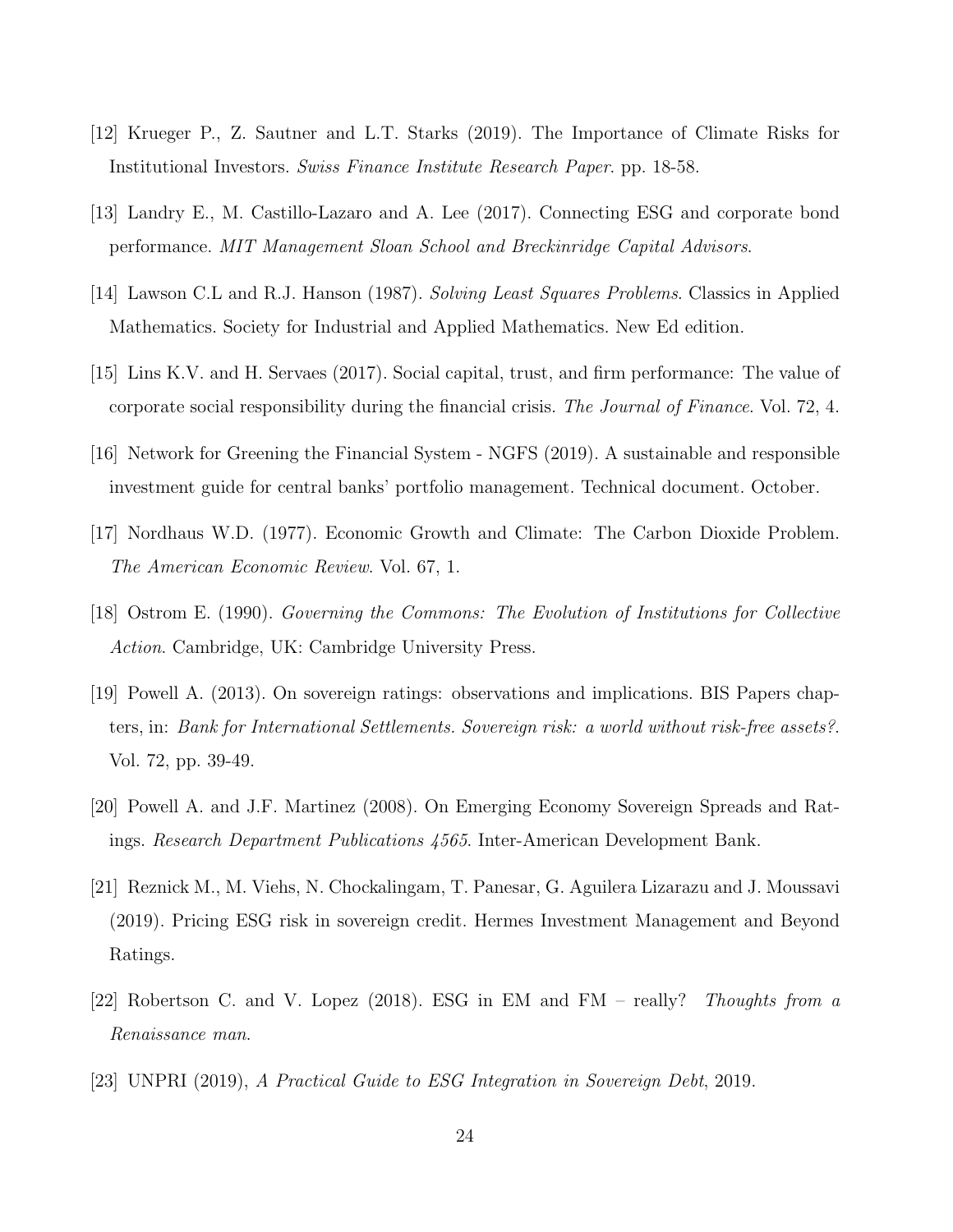[12] Krueger P., Z. Sautner and L.T. Starks (2019). The Importance of Climate Risks for Institutional Investors. *Swiss Finance Institute Research Paper*. pp. 18-58.

[13] Landry E., M. Castillo-Lazaro and A. Lee (2017). Connecting ESG and corporate bond performance. *MIT Management Sloan School and Breckinridge Capital Advisors*.

[14] Lawson C.L and R.J. Hanson (1987). *Solving Least Squares Problems*. Classics in Applied Mathematics. Society for Industrial and Applied Mathematics. New Ed edition.

[15] Lins K.V. and H. Servaes (2017). Social capital, trust, and firm performance: The value of corporate social responsibility during the financial crisis. *The Journal of Finance*. Vol. 72, 4.

[16] Network for Greening the Financial System - NGFS (2019). A sustainable and responsible investment guide for central banks' portfolio management. Technical document. October.

[17] Nordhaus W.D. (1977). Economic Growth and Climate: The Carbon Dioxide Problem. *The American Economic Review*. Vol. 67, 1.

[18] Ostrom E. (1990). *Governing the Commons: The Evolution of Institutions for Collective Action*. Cambridge, UK: Cambridge University Press.

[19] Powell A. (2013). On sovereign ratings: observations and implications. BIS Papers chapters, in: *Bank for International Settlements. Sovereign risk: a world without risk-free assets?*. Vol. 72, pp. 39-49.

[20] Powell A. and J.F. Martinez (2008). On Emerging Economy Sovereign Spreads and Ratings. *Research Department Publications 4565*. Inter-American Development Bank.

[21] Reznick M., M. Viehs, N. Chockalingam, T. Panesar, G. Aguilera Lizarazu and J. Moussavi (2019). Pricing ESG risk in sovereign credit. Hermes Investment Management and Beyond Ratings.

[22] Robertson C. and V. Lopez (2018). ESG in EM and FM – really? *Thoughts from a Renaissance man*.

[23] UNPRI (2019), *A Practical Guide to ESG Integration in Sovereign Debt*, 2019.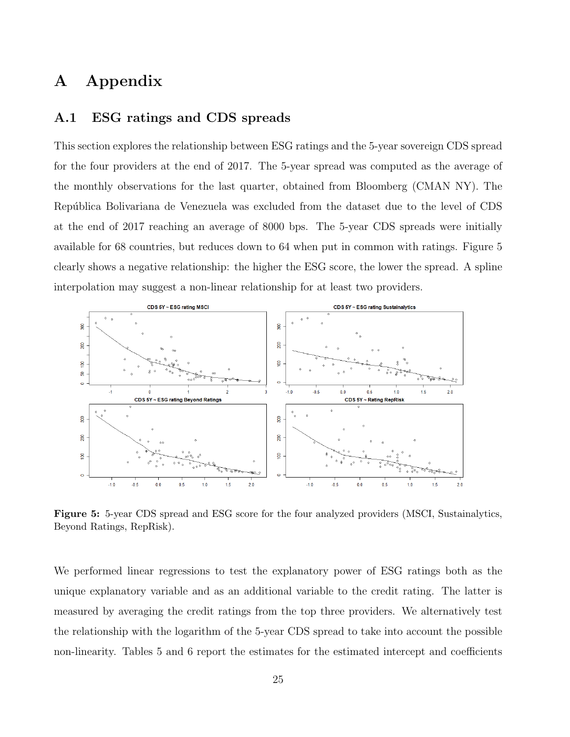# A Appendix

## A.1 ESG ratings and CDS spreads

This section explores the relationship between ESG ratings and the 5-year sovereign CDS spread for the four providers at the end of 2017. The 5-year spread was computed as the average of the monthly observations for the last quarter, obtained from Bloomberg (CMAN NY). The República Bolivariana de Venezuela was excluded from the dataset due to the level of CDS at the end of 2017 reaching an average of 8000 bps. The 5-year CDS spreads were initially available for 68 countries, but reduces down to 64 when put in common with ratings. Figure 5 clearly shows a negative relationship: the higher the ESG score, the lower the spread. A spline interpolation may suggest a non-linear relationship for at least two providers.

**Figure 5:** 5-year CDS spread and ESG score for the four analyzed providers (MSCI, Sustainalytics, Beyond Ratings, RepRisk).

We performed linear regressions to test the explanatory power of ESG ratings both as the unique explanatory variable and as an additional variable to the credit rating. The latter is measured by averaging the credit ratings from the top three providers. We alternatively test the relationship with the logarithm of the 5-year CDS spread to take into account the possible non-linearity. Tables 5 and 6 report the estimates for the estimated intercept and coefficients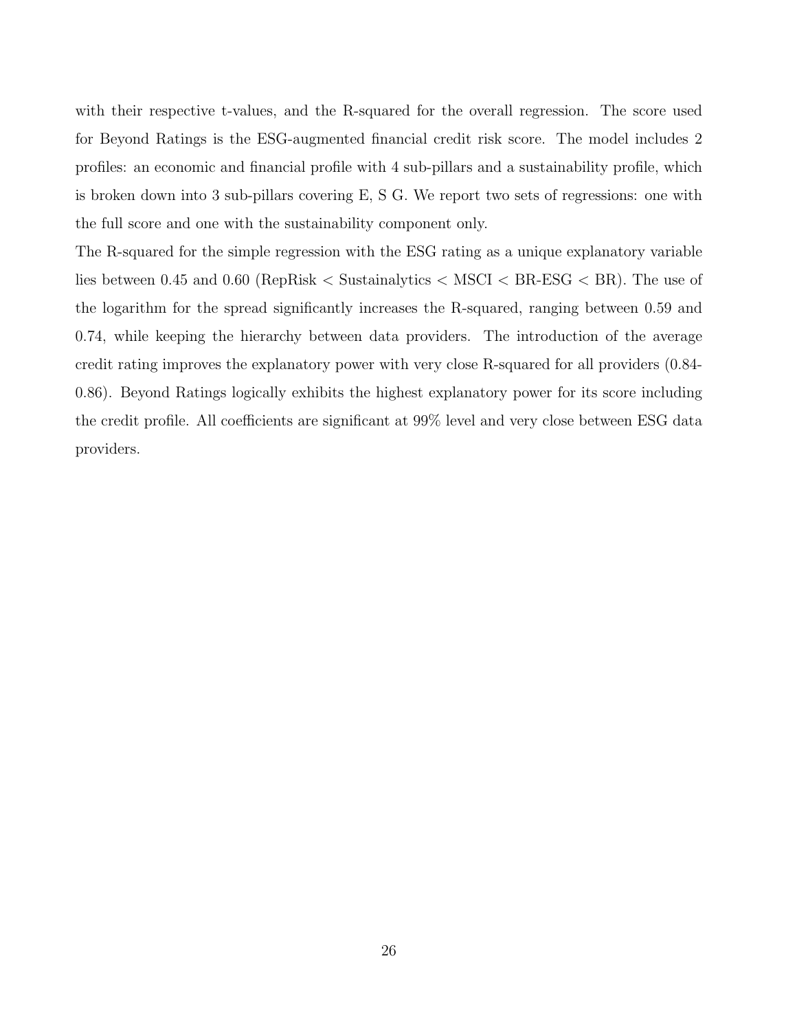with their respective t-values, and the R-squared for the overall regression. The score used for Beyond Ratings is the ESG-augmented financial credit risk score. The model includes 2 profiles: an economic and financial profile with 4 sub-pillars and a sustainability profile, which is broken down into 3 sub-pillars covering E, S G. We report two sets of regressions: one with the full score and one with the sustainability component only.

The R-squared for the simple regression with the ESG rating as a unique explanatory variable lies between 0.45 and 0.60 (RepRisk < Sustainalytics < MSCI < BR-ESG < BR). The use of the logarithm for the spread significantly increases the R-squared, ranging between 0.59 and 0.74, while keeping the hierarchy between data providers. The introduction of the average credit rating improves the explanatory power with very close R-squared for all providers (0.84-0.86). Beyond Ratings logically exhibits the highest explanatory power for its score including the credit profile. All coefficients are significant at 99% level and very close between ESG data providers.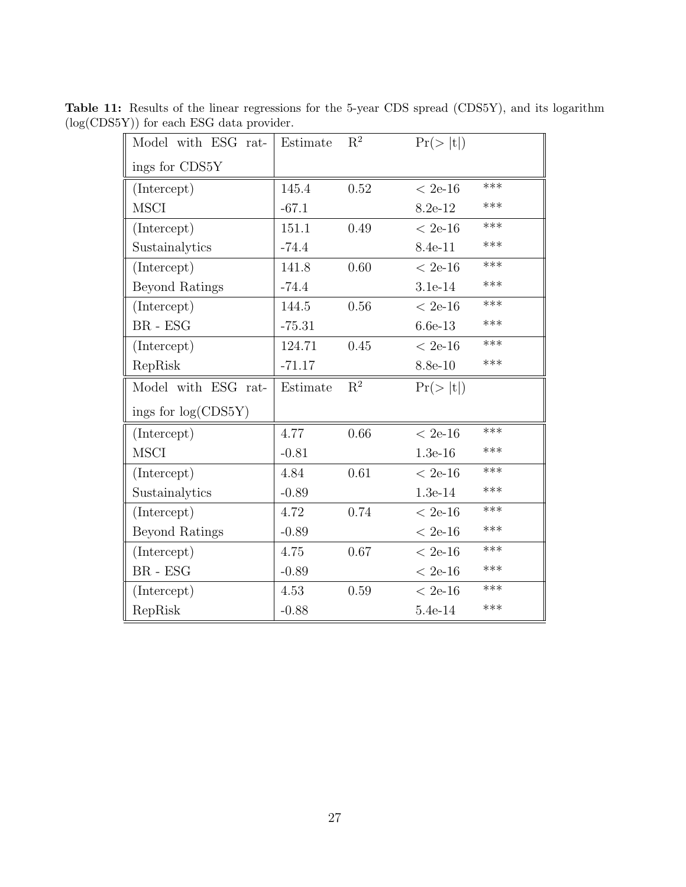**Table 11:** Results of the linear regressions for the 5-year CDS spread (CDS5Y), and its logarithm (log(CDS5Y)) for each ESG data provider.

| Model with ESG ratings for CDS5Y | Estimate | $R^2$ | $Pr(>\|t\|)$ | |
|---|---|---|---|---|
| (Intercept) | 145.4 | 0.52 | < 2e-16 | *** |
| MSCI | -67.1 | | 8.2e-12 | *** |
| (Intercept) | 151.1 | 0.49 | < 2e-16 | *** |
| Sustainalytics | -74.4 | | 8.4e-11 | *** |
| (Intercept) | 141.8 | 0.60 | < 2e-16 | *** |
| Beyond Ratings | -74.4 | | 3.1e-14 | *** |
| (Intercept) | 144.5 | 0.56 | < 2e-16 | *** |
| BR - ESG | -75.31 | | 6.6e-13 | *** |
| (Intercept) | 124.71 | 0.45 | < 2e-16 | *** |
| RepRisk | -71.17 | | 8.8e-10 | *** |
| **Model with ESG ratings for log(CDS5Y)** | **Estimate** | **$R^2$** | **$Pr(>\|t\|)$** | |
| (Intercept) | 4.77 | 0.66 | < 2e-16 | *** |
| MSCI | -0.81 | | 1.3e-16 | *** |
| (Intercept) | 4.84 | 0.61 | < 2e-16 | *** |
| Sustainalytics | -0.89 | | 1.3e-14 | *** |
| (Intercept) | 4.72 | 0.74 | < 2e-16 | *** |
| Beyond Ratings | -0.89 | | < 2e-16 | *** |
| (Intercept) | 4.75 | 0.67 | < 2e-16 | *** |
| BR - ESG | -0.89 | | < 2e-16 | *** |
| (Intercept) | 4.53 | 0.59 | < 2e-16 | *** |
| RepRisk | -0.88 | | 5.4e-14 | *** |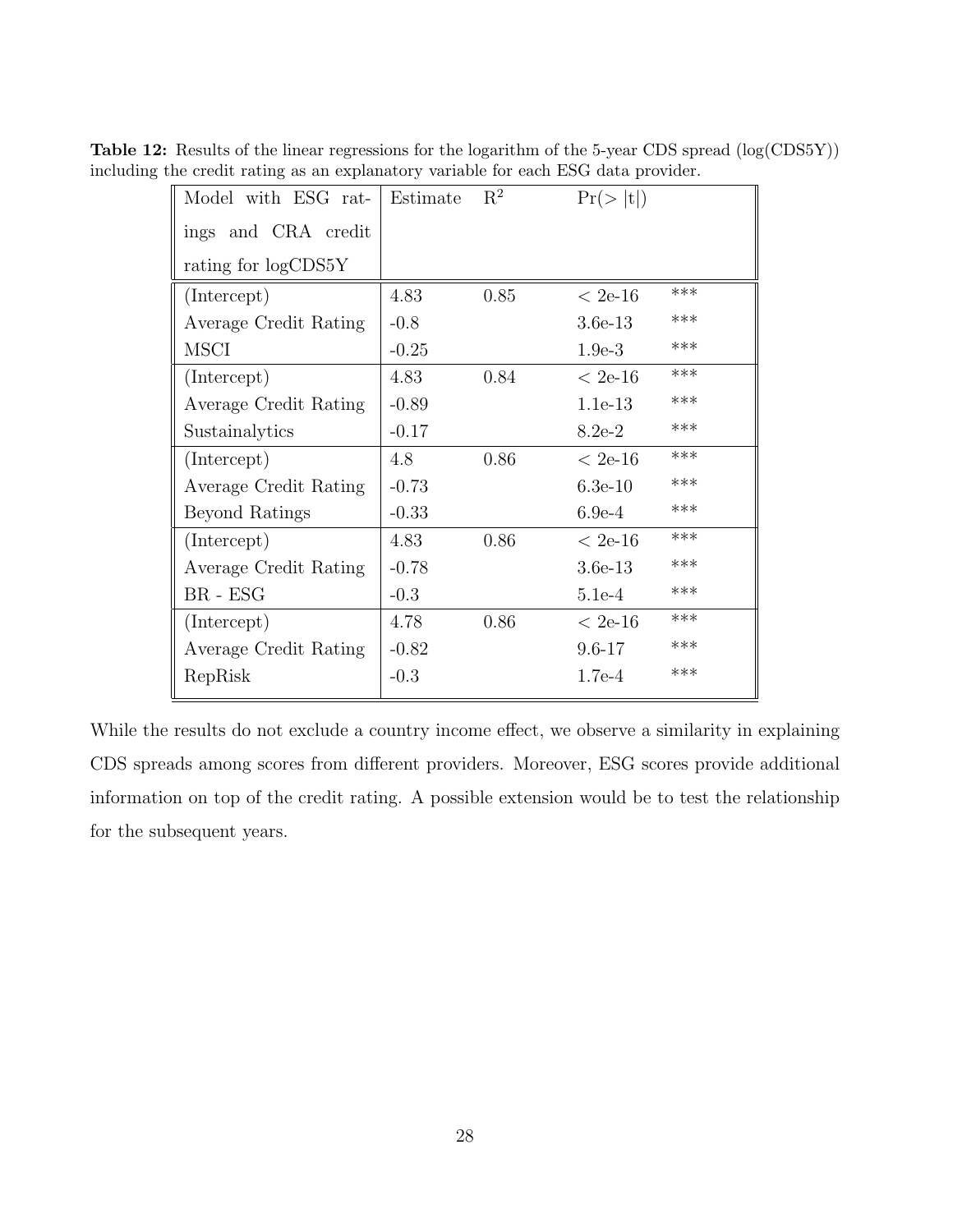**Table 12:** Results of the linear regressions for the logarithm of the 5-year CDS spread (log(CDS5Y)) including the credit rating as an explanatory variable for each ESG data provider.

| Model with ESG ratings and CRA credit rating for logCDS5Y | Estimate | $R^2$ | $Pr(>\|t\|)$ | |
|---|---|---|---|---|
| (Intercept) | 4.83 | 0.85 | < 2e-16 | *** |
| Average Credit Rating | -0.8 | | 3.6e-13 | *** |
| MSCI | -0.25 | | 1.9e-3 | *** |
| (Intercept) | 4.83 | 0.84 | < 2e-16 | *** |
| Average Credit Rating | -0.89 | | 1.1e-13 | *** |
| Sustainalytics | -0.17 | | 8.2e-2 | *** |
| (Intercept) | 4.8 | 0.86 | < 2e-16 | *** |
| Average Credit Rating | -0.73 | | 6.3e-10 | *** |
| Beyond Ratings | -0.33 | | 6.9e-4 | *** |
| (Intercept) | 4.83 | 0.86 | < 2e-16 | *** |
| Average Credit Rating | -0.78 | | 3.6e-13 | *** |
| BR - ESG | -0.3 | | 5.1e-4 | *** |
| (Intercept) | 4.78 | 0.86 | < 2e-16 | *** |
| Average Credit Rating | -0.82 | | 9.6-17 | *** |
| RepRisk | -0.3 | | 1.7e-4 | *** |

While the results do not exclude a country income effect, we observe a similarity in explaining CDS spreads among scores from different providers. Moreover, ESG scores provide additional information on top of the credit rating. A possible extension would be to test the relationship for the subsequent years.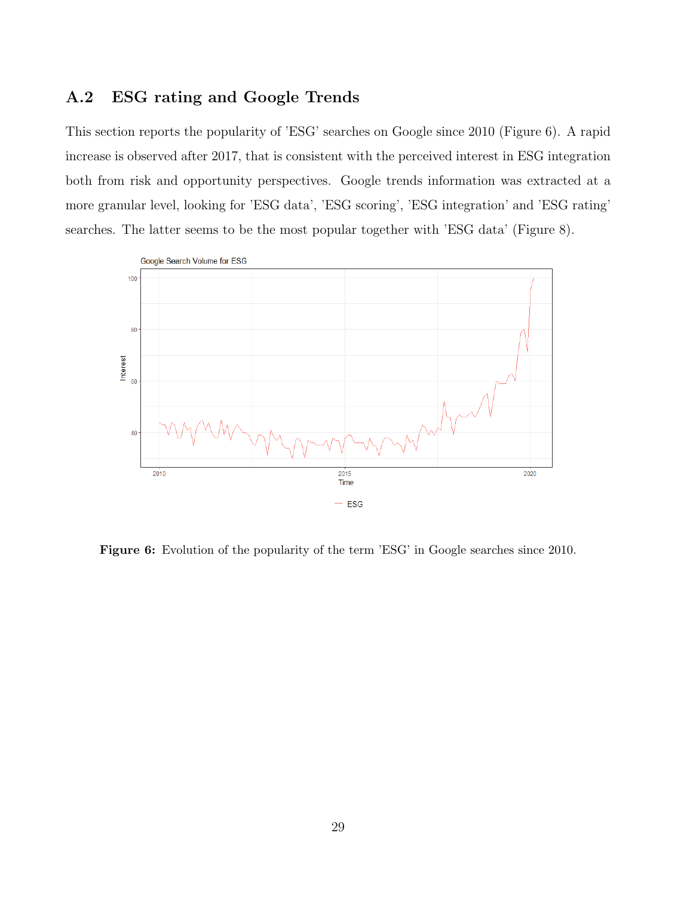## A.2 ESG rating and Google Trends

This section reports the popularity of 'ESG' searches on Google since 2010 (Figure 6). A rapid increase is observed after 2017, that is consistent with the perceived interest in ESG integration both from risk and opportunity perspectives. Google trends information was extracted at a more granular level, looking for 'ESG data', 'ESG scoring', 'ESG integration' and 'ESG rating' searches. The latter seems to be the most popular together with 'ESG data' (Figure 8).

**Figure 6:** Evolution of the popularity of the term 'ESG' in Google searches since 2010.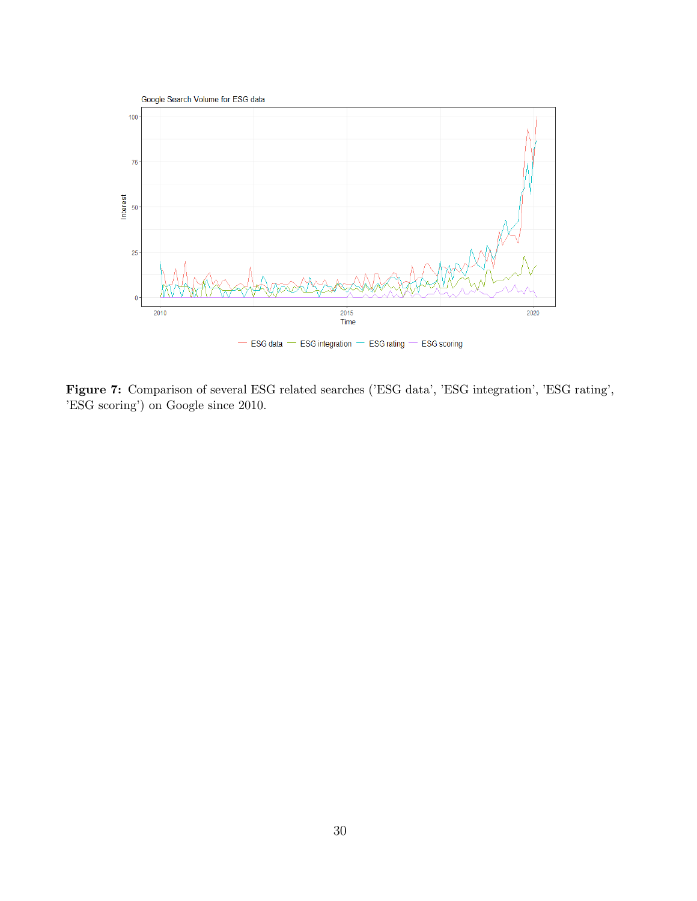**Figure 7:** Comparison of several ESG related searches ('ESG data', 'ESG integration', 'ESG rating', 'ESG scoring') on Google since 2010.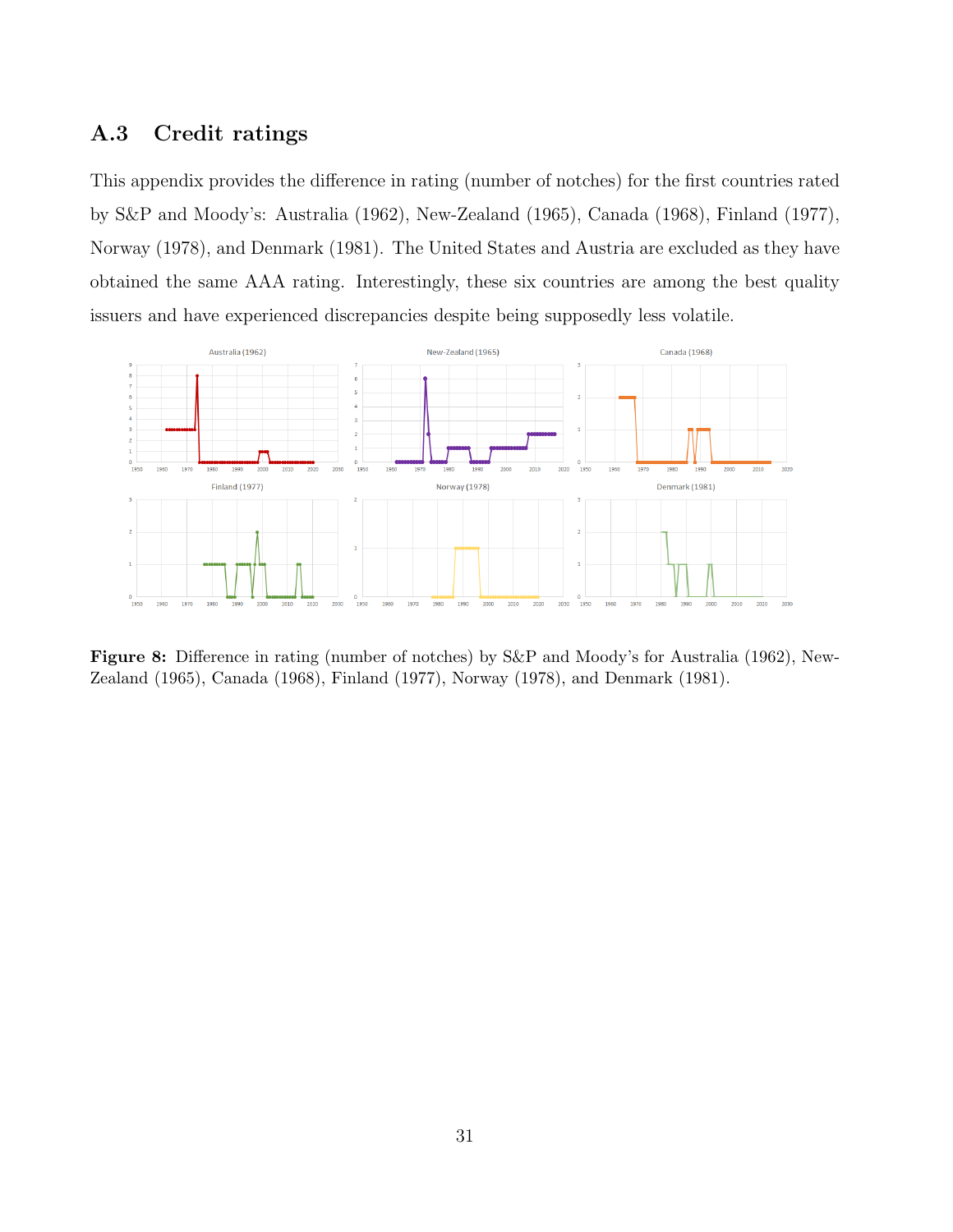## A.3 Credit ratings

This appendix provides the difference in rating (number of notches) for the first countries rated by S&P and Moody's: Australia (1962), New-Zealand (1965), Canada (1968), Finland (1977), Norway (1978), and Denmark (1981). The United States and Austria are excluded as they have obtained the same AAA rating. Interestingly, these six countries are among the best quality issuers and have experienced discrepancies despite being supposedly less volatile.

**Figure 8:** Difference in rating (number of notches) by S&P and Moody's for Australia (1962), New-Zealand (1965), Canada (1968), Finland (1977), Norway (1978), and Denmark (1981).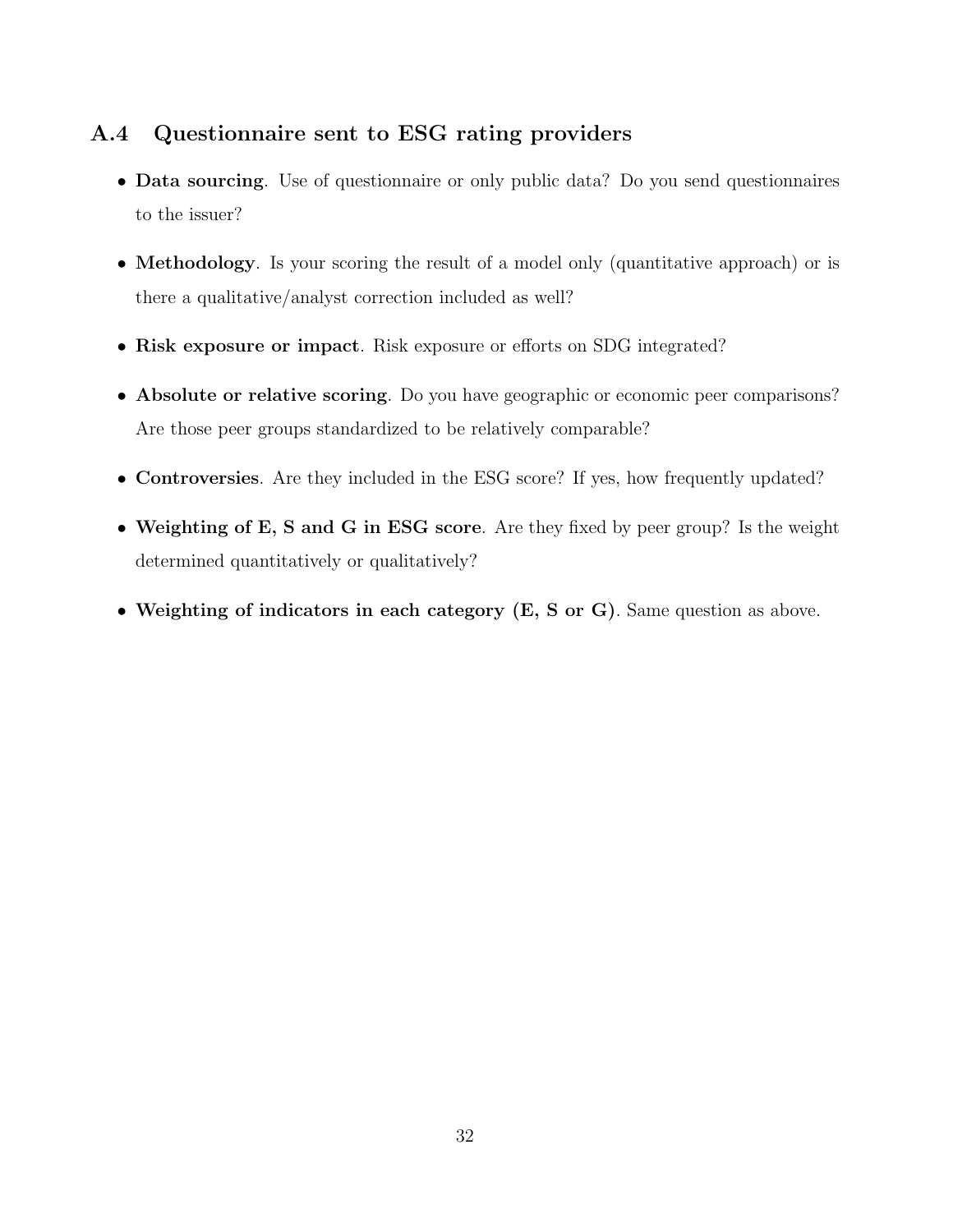### A.4 Questionnaire sent to ESG rating providers

- **Data sourcing**. Use of questionnaire or only public data? Do you send questionnaires to the issuer?
- **Methodology**. Is your scoring the result of a model only (quantitative approach) or is there a qualitative/analyst correction included as well?
- **Risk exposure or impact**. Risk exposure or efforts on SDG integrated?
- **Absolute or relative scoring**. Do you have geographic or economic peer comparisons? Are those peer groups standardized to be relatively comparable?
- **Controversies**. Are they included in the ESG score? If yes, how frequently updated?
- **Weighting of E, S and G in ESG score**. Are they fixed by peer group? Is the weight determined quantitatively or qualitatively?
- **Weighting of indicators in each category (E, S or G)**. Same question as above.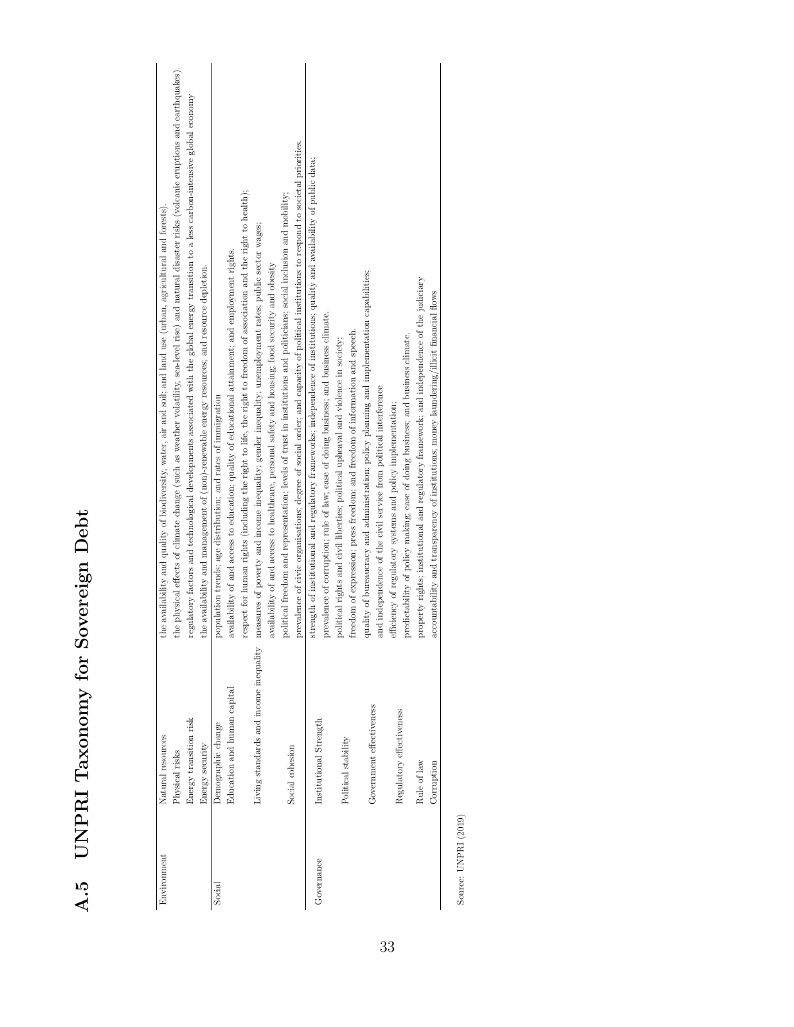## A.5 UNPRI Taxonomy for Sovereign Debt

| | | |
|---|---|---|
| Environment | Natural resources | the availability and quality of biodiversity, water, air and soil; and land use (urban, agricultural and forests). |
| | Physical risks | the physical effects of climate change (such as weather volatility, sea-level rise) and natural disaster risks (volcanic eruptions and earthquakes). |
| | Energy transition risk | regulatory factors and technological developments associated with the global energy transition to a less carbon-intensive global economy |
| | Energy security | the availability and management of (non)-renewable energy resources; and resource depletion. |
| Social | Demographic change | population trends: age distribution; and rates of immigration |
| | Education and human capital | availability of and access to education; quality of educational attainment; and employment rights. |
| | | respect for human rights (including the right to life, the right to freedom of association and the right to health); |
| | Living standards and income inequality | measures of poverty and income inequality; gender inequality; unemployment rates; public sector wages; |
| | | availability of and access to healthcare, personal safety and housing; food security and obesity |
| | Social cohesion | political freedom and representation; levels of trust in institutions and politicians; social inclusion and mobility; |
| | | prevalence of civic organisations; degree of social order; and capacity of political institutions to respond to societal priorities. |
| Governance | Institutional Strength | strength of institutional and regulatory frameworks; independence of institutions; quality and availability of public data; |
| | | prevalence of corruption; rule of law; ease of doing business; and business climate. |
| | Political stability | political rights and civil liberties; political upheaval and violence in society; |
| | | freedom of expression; press freedom; and freedom of information and speech. |
| | Government effectiveness | quality of bureaucracy and administration; policy planning and implementation capabilities; |
| | | and independence of the civil service from political interference |
| | Regulatory effectiveness | efficiency of regulatory systems and policy implementation; |
| | | predictability of policy making; ease of doing business; and business climate. |
| | Rule of law | property rights; institutional and regulatory framework; and independence of the judiciary |
| | Corruption | accountability and transparency of institutions; money laundering/illicit financial flows |

Source: UNPRI (2019)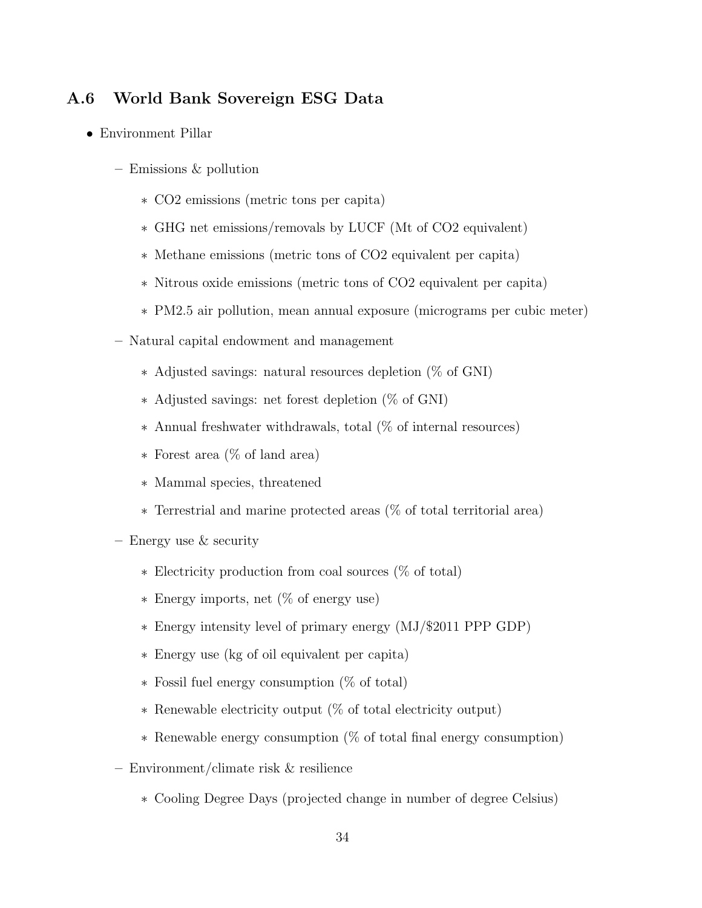## A.6 World Bank Sovereign ESG Data

- Environment Pillar
  - Emissions & pollution
    - $CO_2$ emissions (metric tons per capita)
    - GHG net emissions/removals by LUCF (Mt of $CO_2$ equivalent)
    - Methane emissions (metric tons of $CO_2$ equivalent per capita)
    - Nitrous oxide emissions (metric tons of $CO_2$ equivalent per capita)
    - PM2.5 air pollution, mean annual exposure (micrograms per cubic meter)
  - Natural capital endowment and management
    - Adjusted savings: natural resources depletion (% of GNI)
    - Adjusted savings: net forest depletion (% of GNI)
    - Annual freshwater withdrawals, total (% of internal resources)
    - Forest area (% of land area)
    - Mammal species, threatened
    - Terrestrial and marine protected areas (% of total territorial area)
  - Energy use & security
    - Electricity production from coal sources (% of total)
    - Energy imports, net (% of energy use)
    - Energy intensity level of primary energy (MJ/$2011 PPP GDP)
    - Energy use (kg of oil equivalent per capita)
    - Fossil fuel energy consumption (% of total)
    - Renewable electricity output (% of total electricity output)
    - Renewable energy consumption (% of total final energy consumption)
  - Environment/climate risk & resilience
    - Cooling Degree Days (projected change in number of degree Celsius)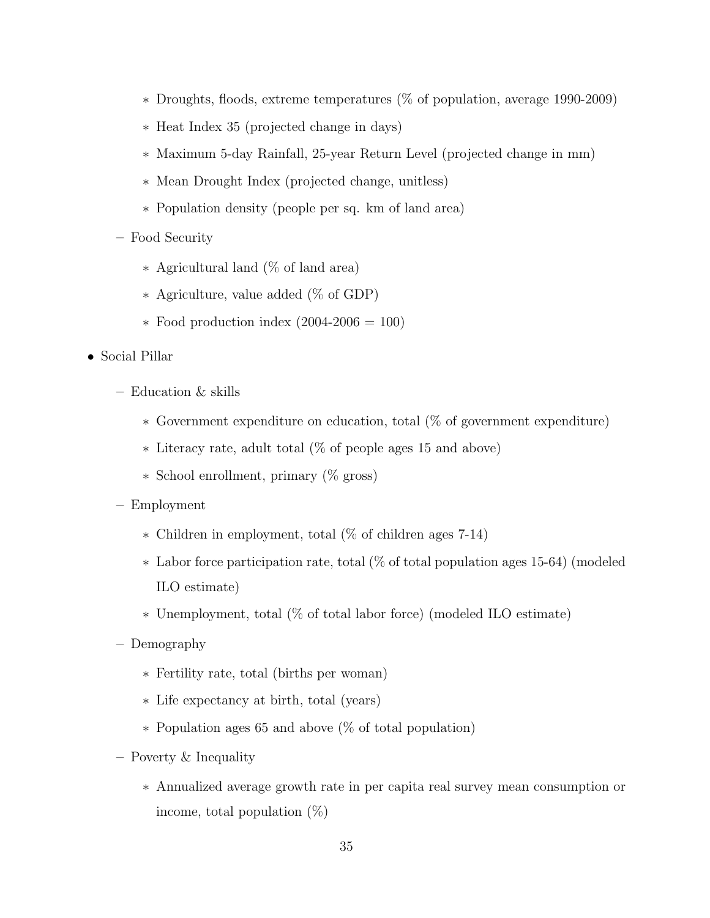- Droughts, floods, extreme temperatures (% of population, average 1990-2009)
    - Heat Index 35 (projected change in days)
    - Maximum 5-day Rainfall, 25-year Return Level (projected change in mm)
    - Mean Drought Index (projected change, unitless)
    - Population density (people per sq. km of land area)
  - Food Security
    - Agricultural land (% of land area)
    - Agriculture, value added (% of GDP)
    - Food production index (2004-2006 = 100)
- Social Pillar
  - Education & skills
    - Government expenditure on education, total (% of government expenditure)
    - Literacy rate, adult total (% of people ages 15 and above)
    - School enrollment, primary (% gross)
  - Employment
    - Children in employment, total (% of children ages 7-14)
    - Labor force participation rate, total (% of total population ages 15-64) (modeled ILO estimate)
    - Unemployment, total (% of total labor force) (modeled ILO estimate)
  - Demography
    - Fertility rate, total (births per woman)
    - Life expectancy at birth, total (years)
    - Population ages 65 and above (% of total population)
  - Poverty & Inequality
    - Annualized average growth rate in per capita real survey mean consumption or income, total population (%)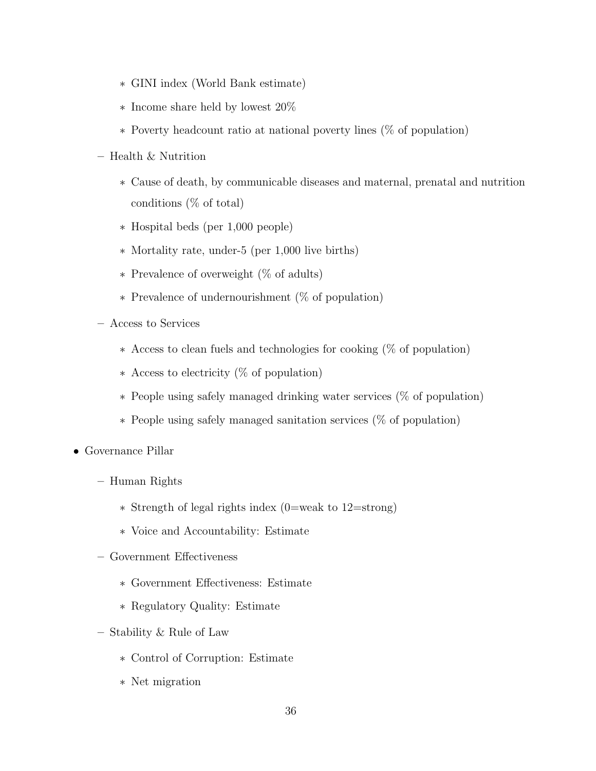- GINI index (World Bank estimate)
    - Income share held by lowest 20%
    - Poverty headcount ratio at national poverty lines (% of population)
  - Health & Nutrition
    - Cause of death, by communicable diseases and maternal, prenatal and nutrition conditions (% of total)
    - Hospital beds (per 1,000 people)
    - Mortality rate, under-5 (per 1,000 live births)
    - Prevalence of overweight (% of adults)
    - Prevalence of undernourishment (% of population)
  - Access to Services
    - Access to clean fuels and technologies for cooking (% of population)
    - Access to electricity (% of population)
    - People using safely managed drinking water services (% of population)
    - People using safely managed sanitation services (% of population)
- Governance Pillar
  - Human Rights
    - Strength of legal rights index (0=weak to 12=strong)
    - Voice and Accountability: Estimate
  - Government Effectiveness
    - Government Effectiveness: Estimate
    - Regulatory Quality: Estimate
  - Stability & Rule of Law
    - Control of Corruption: Estimate
    - Net migration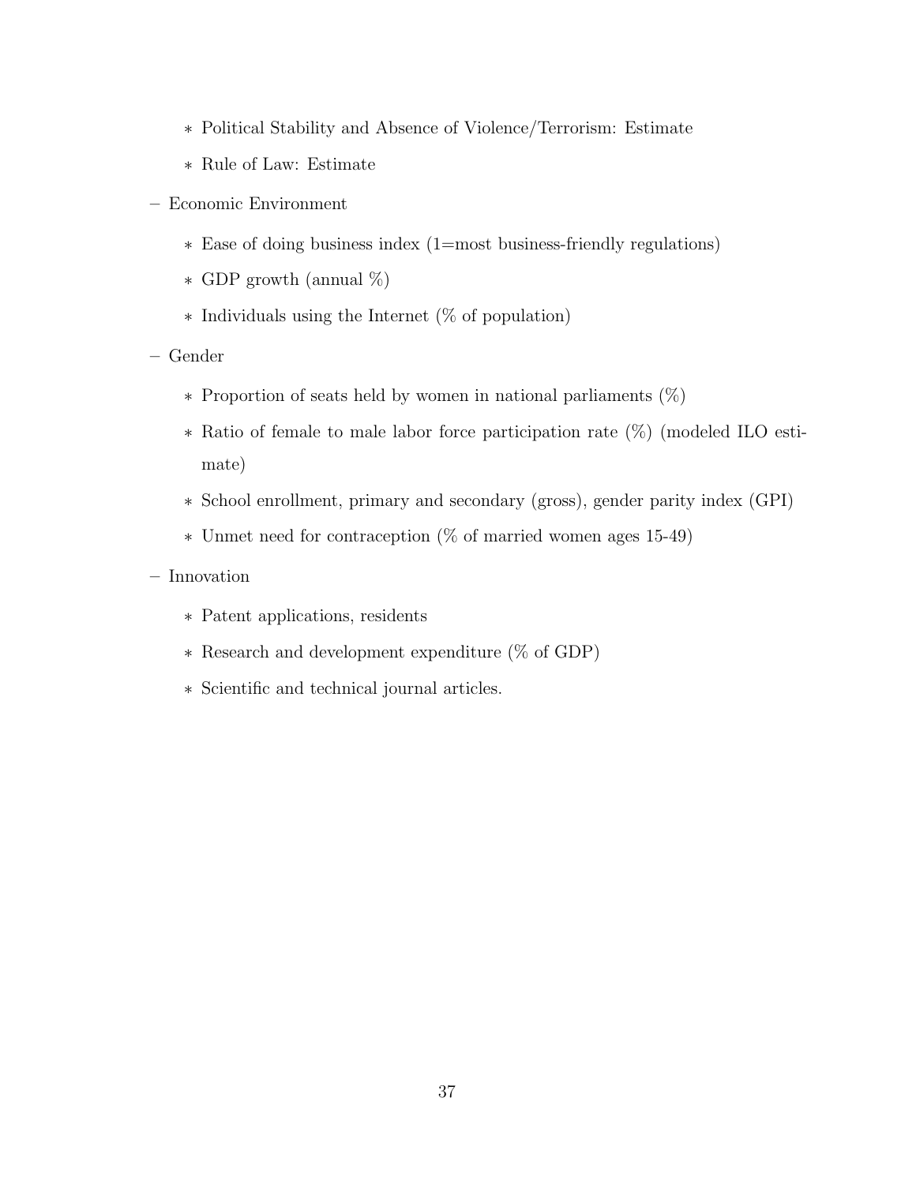- Political Stability and Absence of Violence/Terrorism: Estimate
    - Rule of Law: Estimate
  - Economic Environment
    - Ease of doing business index (1=most business-friendly regulations)
    - GDP growth (annual %)
    - Individuals using the Internet (% of population)
  - Gender
    - Proportion of seats held by women in national parliaments (%)
    - Ratio of female to male labor force participation rate (%) (modeled ILO estimate)
    - School enrollment, primary and secondary (gross), gender parity index (GPI)
    - Unmet need for contraception (% of married women ages 15-49)
  - Innovation
    - Patent applications, residents
    - Research and development expenditure (% of GDP)
    - Scientific and technical journal articles.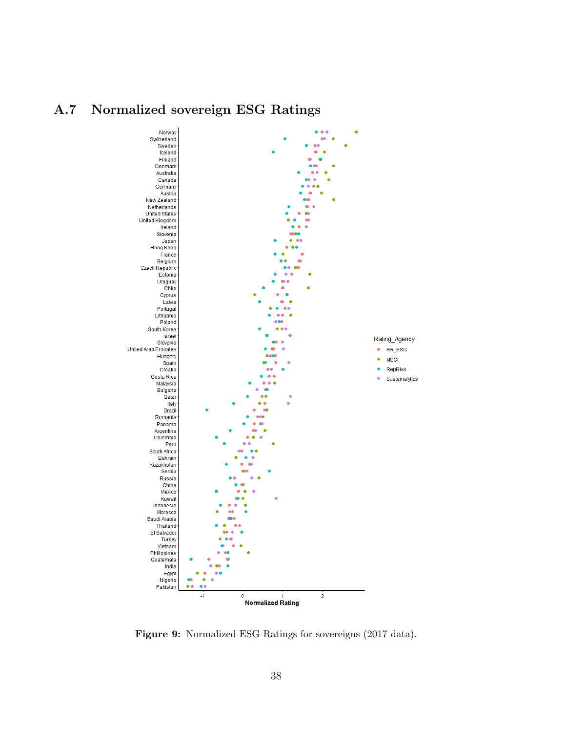## A.7 Normalized sovereign ESG Ratings

Norway
Switzerland
Sweden
Iceland
Finland
Denmark
Australia
Canada
Germany
Austria
New Zealand
Netherlands
United States
United Kingdom
Ireland
Slovenia
Japan
Hong Kong
France
Belgium
Czech Republic
Estonia
Uruguay
Chile
Cyprus
Latvia
Portugal
Lithuania
Poland
South Korea
Israel
Slovakia
United Arab Emirates
Hungary
Spain
Croatia
Costa Rica
Malaysia
Bulgaria
Qatar
Italy
Brazil
Romania
Panama
Argentina
Colombia
Peru
South Africa
Bahrain
Kazakhstan
Serbia
Russia
China
Mexico
Kuwait
Indonesia
Morocco
Saudi Arabia
Thailand
El Salvador
Turkey
Vietnam
Philippines
Guatemala
India
Egypt
Nigeria
Pakistan

-1
0
1
2

Normalized Rating

Rating_Agency
BR_ESG
MSCI
RepRisk
Sustainalytics

**Figure 9:** Normalized ESG Ratings for sovereigns (2017 data).